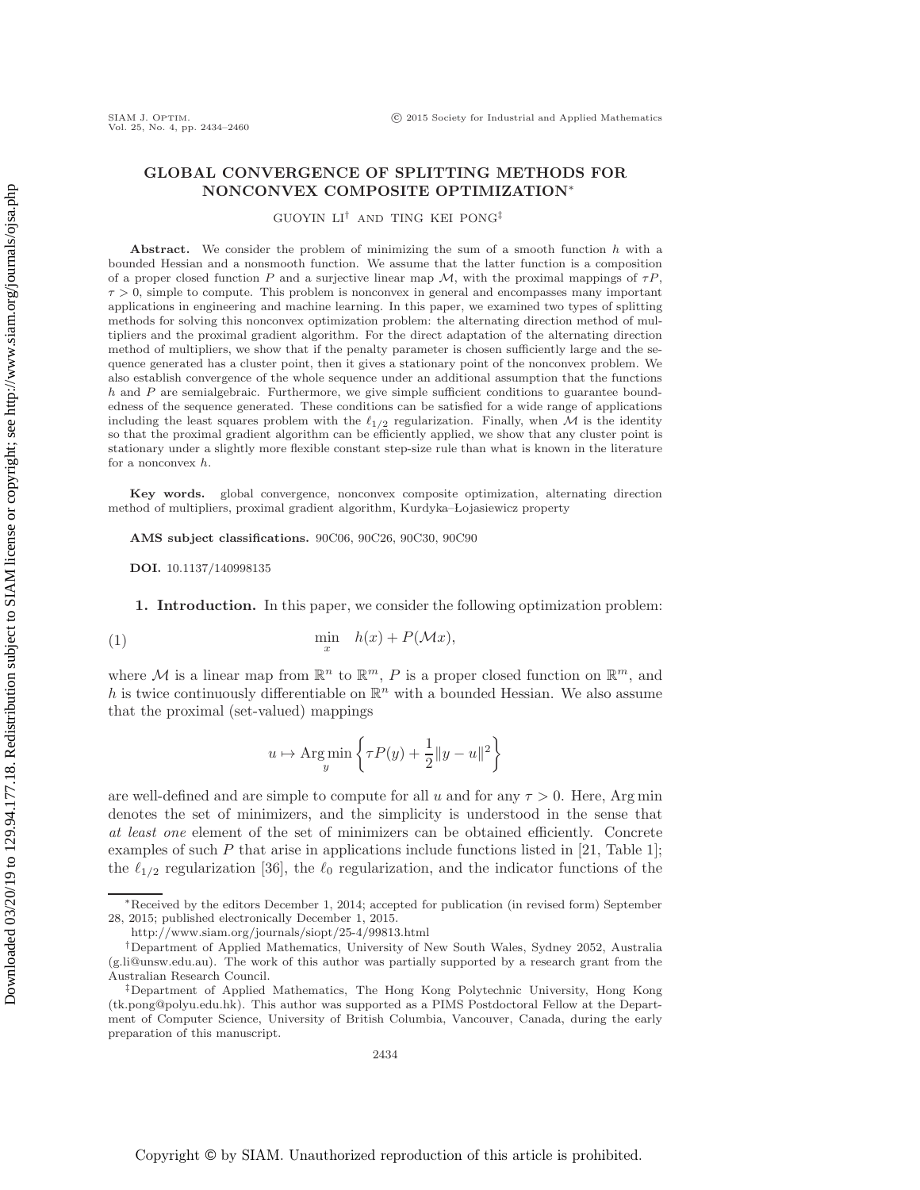# GLOBAL CONVERGENCE OF SPLITTING METHODS FOR NONCONVEX COMPOSITE OPTIMIZATION*

GUOYIN LI† AND TING KEI PONG‡

**Abstract.** We consider the problem of minimizing the sum of a smooth function $h$ with a bounded Hessian and a nonsmooth function. We assume that the latter function is a composition of a proper closed function $P$ and a surjective linear map $\mathcal{M}$, with the proximal mappings of $\tau P$, $\tau > 0$, simple to compute. This problem is nonconvex in general and encompasses many important applications in engineering and machine learning. In this paper, we examined two types of splitting methods for solving this nonconvex optimization problem: the alternating direction method of multipliers and the proximal gradient algorithm. For the direct adaptation of the alternating direction method of multipliers, we show that if the penalty parameter is chosen sufficiently large and the sequence generated has a cluster point, then it gives a stationary point of the nonconvex problem. We also establish convergence of the whole sequence under an additional assumption that the functions $h$ and $P$ are semialgebraic. Furthermore, we give simple sufficient conditions to guarantee boundedness of the sequence generated. These conditions can be satisfied for a wide range of applications including the least squares problem with the $\ell_{1/2}$ regularization. Finally, when $\mathcal{M}$ is the identity so that the proximal gradient algorithm can be efficiently applied, we show that any cluster point is stationary under a slightly more flexible constant step-size rule than what is known in the literature for a nonconvex $h$.

**Key words.** global convergence, nonconvex composite optimization, alternating direction method of multipliers, proximal gradient algorithm, Kurdyka–Łojasiewicz property

**AMS subject classifications.** 90C06, 90C26, 90C30, 90C90

**DOI.** 10.1137/140998135

## 1. Introduction.

In this paper, we consider the following optimization problem:

$$\min_{x} \quad h(x) + P(\mathcal{M}x), \tag{1}$$

where $\mathcal{M}$ is a linear map from $\mathbb{R}^n$ to $\mathbb{R}^m$, $P$ is a proper closed function on $\mathbb{R}^m$, and $h$ is twice continuously differentiable on $\mathbb{R}^n$ with a bounded Hessian. We also assume that the proximal (set-valued) mappings

$$u \mapsto \operatorname*{Arg\,min}_{y} \left\{ \tau P(y) + \frac{1}{2}\|y - u\|^2 \right\}$$

are well-defined and are simple to compute for all $u$ and for any $\tau > 0$. Here, Arg min denotes the set of minimizers, and the simplicity is understood in the sense that *at least one* element of the set of minimizers can be obtained efficiently. Concrete examples of such $P$ that arise in applications include functions listed in [21, Table 1]; the $\ell_{1/2}$ regularization [36], the $\ell_0$ regularization, and the indicator functions of the

---

*Received by the editors December 1, 2014; accepted for publication (in revised form) September 28, 2015; published electronically December 1, 2015.
http://www.siam.org/journals/siopt/25-4/99813.html

†Department of Applied Mathematics, University of New South Wales, Sydney 2052, Australia (g.li@unsw.edu.au). The work of this author was partially supported by a research grant from the Australian Research Council.

‡Department of Applied Mathematics, The Hong Kong Polytechnic University, Hong Kong (tk.pong@polyu.edu.hk). This author was supported as a PIMS Postdoctoral Fellow at the Department of Computer Science, University of British Columbia, Vancouver, Canada, during the early preparation of this manuscript.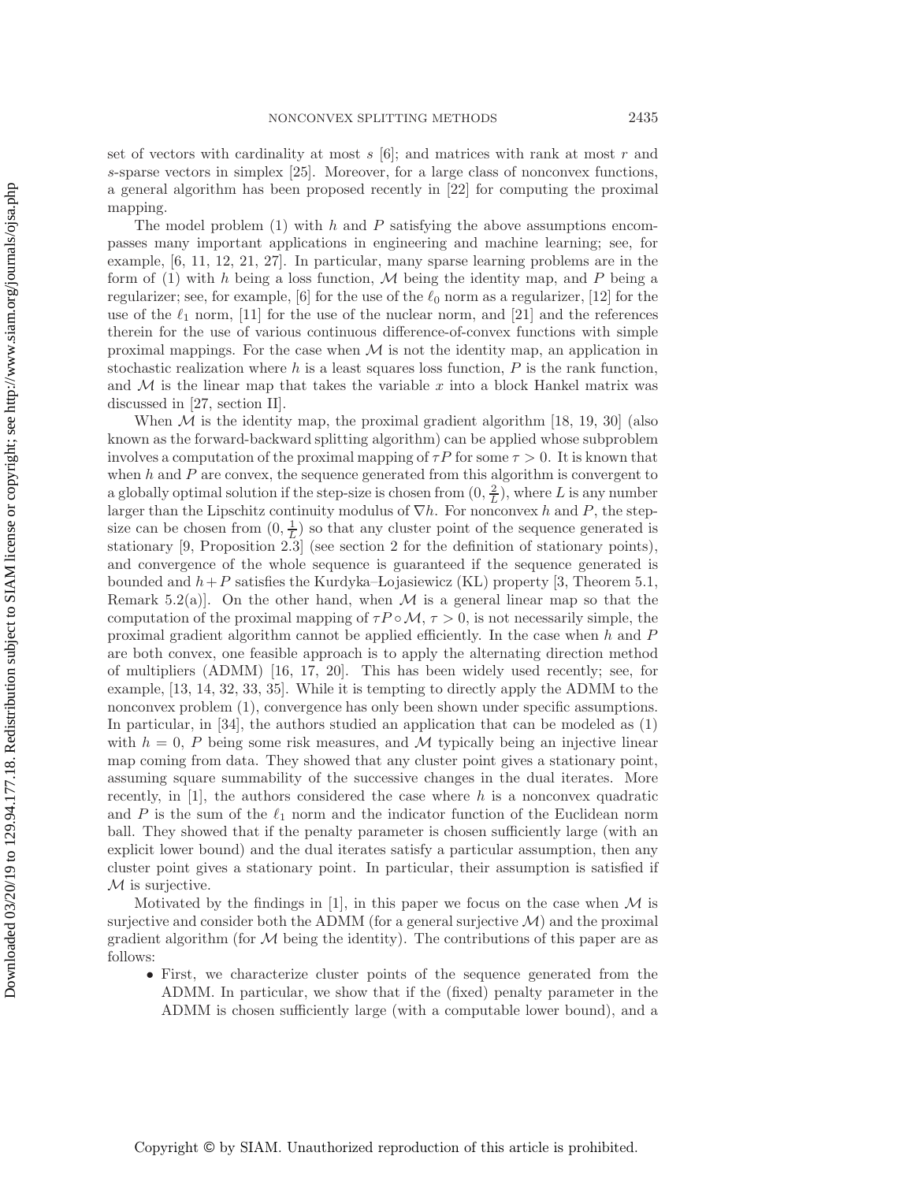set of vectors with cardinality at most $s$ [6]; and matrices with rank at most $r$ and $s$-sparse vectors in simplex [25]. Moreover, for a large class of nonconvex functions, a general algorithm has been proposed recently in [22] for computing the proximal mapping.

The model problem (1) with $h$ and $P$ satisfying the above assumptions encompasses many important applications in engineering and machine learning; see, for example, [6, 11, 12, 21, 27]. In particular, many sparse learning problems are in the form of (1) with $h$ being a loss function, $\mathcal{M}$ being the identity map, and $P$ being a regularizer; see, for example, [6] for the use of the $\ell_0$ norm as a regularizer, [12] for the use of the $\ell_1$ norm, [11] for the use of the nuclear norm, and [21] and the references therein for the use of various continuous difference-of-convex functions with simple proximal mappings. For the case when $\mathcal{M}$ is not the identity map, an application in stochastic realization where $h$ is a least squares loss function, $P$ is the rank function, and $\mathcal{M}$ is the linear map that takes the variable $x$ into a block Hankel matrix was discussed in [27, section II].

When $\mathcal{M}$ is the identity map, the proximal gradient algorithm [18, 19, 30] (also known as the forward-backward splitting algorithm) can be applied whose subproblem involves a computation of the proximal mapping of $\tau P$ for some $\tau > 0$. It is known that when $h$ and $P$ are convex, the sequence generated from this algorithm is convergent to a globally optimal solution if the step-size is chosen from $(0, \frac{2}{L})$, where $L$ is any number larger than the Lipschitz continuity modulus of $\nabla h$. For nonconvex $h$ and $P$, the step-size can be chosen from $(0, \frac{1}{L})$ so that any cluster point of the sequence generated is stationary [9, Proposition 2.3] (see section 2 for the definition of stationary points), and convergence of the whole sequence is guaranteed if the sequence generated is bounded and $h + P$ satisfies the Kurdyka–Łojasiewicz (KL) property [3, Theorem 5.1, Remark 5.2(a)]. On the other hand, when $\mathcal{M}$ is a general linear map so that the computation of the proximal mapping of $\tau P \circ \mathcal{M}$, $\tau > 0$, is not necessarily simple, the proximal gradient algorithm cannot be applied efficiently. In the case when $h$ and $P$ are both convex, one feasible approach is to apply the alternating direction method of multipliers (ADMM) [16, 17, 20]. This has been widely used recently; see, for example, [13, 14, 32, 33, 35]. While it is tempting to directly apply the ADMM to the nonconvex problem (1), convergence has only been shown under specific assumptions. In particular, in [34], the authors studied an application that can be modeled as (1) with $h = 0$, $P$ being some risk measures, and $\mathcal{M}$ typically being an injective linear map coming from data. They showed that any cluster point gives a stationary point, assuming square summability of the successive changes in the dual iterates. More recently, in [1], the authors considered the case where $h$ is a nonconvex quadratic and $P$ is the sum of the $\ell_1$ norm and the indicator function of the Euclidean norm ball. They showed that if the penalty parameter is chosen sufficiently large (with an explicit lower bound) and the dual iterates satisfy a particular assumption, then any cluster point gives a stationary point. In particular, their assumption is satisfied if $\mathcal{M}$ is surjective.

Motivated by the findings in [1], in this paper we focus on the case when $\mathcal{M}$ is surjective and consider both the ADMM (for a general surjective $\mathcal{M}$) and the proximal gradient algorithm (for $\mathcal{M}$ being the identity). The contributions of this paper are as follows:

- First, we characterize cluster points of the sequence generated from the ADMM. In particular, we show that if the (fixed) penalty parameter in the ADMM is chosen sufficiently large (with a computable lower bound), and a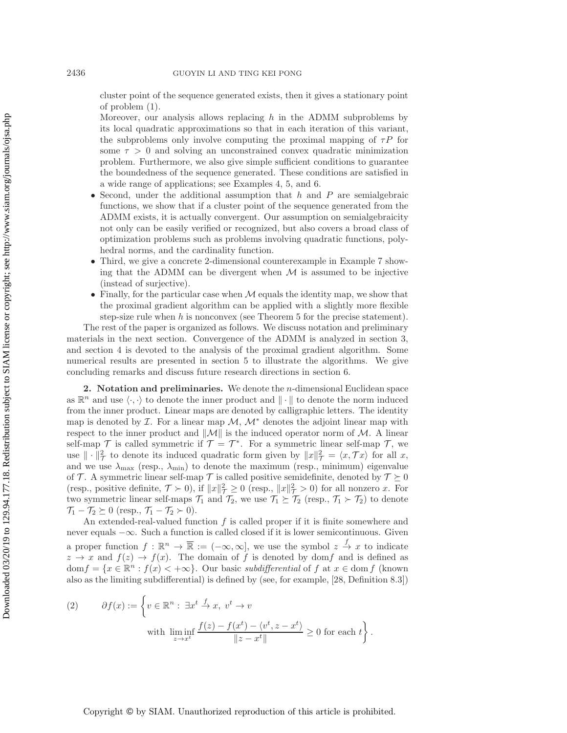cluster point of the sequence generated exists, then it gives a stationary point of problem (1).

Moreover, our analysis allows replacing $h$ in the ADMM subproblems by its local quadratic approximations so that in each iteration of this variant, the subproblems only involve computing the proximal mapping of $\tau P$ for some $\tau > 0$ and solving an unconstrained convex quadratic minimization problem. Furthermore, we also give simple sufficient conditions to guarantee the boundedness of the sequence generated. These conditions are satisfied in a wide range of applications; see Examples 4, 5, and 6.

- Second, under the additional assumption that $h$ and $P$ are semialgebraic functions, we show that if a cluster point of the sequence generated from the ADMM exists, it is actually convergent. Our assumption on semialgebraicity not only can be easily verified or recognized, but also covers a broad class of optimization problems such as problems involving quadratic functions, polyhedral norms, and the cardinality function.
- Third, we give a concrete 2-dimensional counterexample in Example 7 showing that the ADMM can be divergent when $\mathcal{M}$ is assumed to be injective (instead of surjective).
- Finally, for the particular case when $\mathcal{M}$ equals the identity map, we show that the proximal gradient algorithm can be applied with a slightly more flexible step-size rule when $h$ is nonconvex (see Theorem 5 for the precise statement).

The rest of the paper is organized as follows. We discuss notation and preliminary materials in the next section. Convergence of the ADMM is analyzed in section 3, and section 4 is devoted to the analysis of the proximal gradient algorithm. Some numerical results are presented in section 5 to illustrate the algorithms. We give concluding remarks and discuss future research directions in section 6.

## 2. Notation and preliminaries.

We denote the $n$-dimensional Euclidean space as $\mathbb{R}^n$ and use $\langle\cdot,\cdot\rangle$ to denote the inner product and $\|\cdot\|$ to denote the norm induced from the inner product. Linear maps are denoted by calligraphic letters. The identity map is denoted by $\mathcal{I}$. For a linear map $\mathcal{M}$, $\mathcal{M}^*$ denotes the adjoint linear map with respect to the inner product and $\|\mathcal{M}\|$ is the induced operator norm of $\mathcal{M}$. A linear self-map $\mathcal{T}$ is called symmetric if $\mathcal{T} = \mathcal{T}^*$. For a symmetric linear self-map $\mathcal{T}$, we use $\|\cdot\|_{\mathcal{T}}^2$ to denote its induced quadratic form given by $\|x\|_{\mathcal{T}}^2 = \langle x, \mathcal{T}x\rangle$ for all $x$, and we use $\lambda_{\max}$ (resp., $\lambda_{\min}$) to denote the maximum (resp., minimum) eigenvalue of $\mathcal{T}$. A symmetric linear self-map $\mathcal{T}$ is called positive semidefinite, denoted by $\mathcal{T} \succeq 0$ (resp., positive definite, $\mathcal{T} \succ 0$), if $\|x\|_{\mathcal{T}}^2 \geq 0$ (resp., $\|x\|_{\mathcal{T}}^2 > 0$) for all nonzero $x$. For two symmetric linear self-maps $\mathcal{T}_1$ and $\mathcal{T}_2$, we use $\mathcal{T}_1 \succeq \mathcal{T}_2$ (resp., $\mathcal{T}_1 \succ \mathcal{T}_2$) to denote $\mathcal{T}_1 - \mathcal{T}_2 \succeq 0$ (resp., $\mathcal{T}_1 - \mathcal{T}_2 \succ 0$).

An extended-real-valued function $f$ is called proper if it is finite somewhere and never equals $-\infty$. Such a function is called closed if it is lower semicontinuous. Given a proper function $f : \mathbb{R}^n \to \overline{\mathbb{R}} := (-\infty, \infty]$, we use the symbol $z \xrightarrow{f} x$ to indicate $z \to x$ and $f(z) \to f(x)$. The domain of $f$ is denoted by $\mathrm{dom} f$ and is defined as $\mathrm{dom} f = \{x \in \mathbb{R}^n : f(x) < +\infty\}$. Our basic *subdifferential* of $f$ at $x \in \mathrm{dom}\, f$ (known also as the limiting subdifferential) is defined by (see, for example, [28, Definition 8.3])

$$
(2) \qquad \partial f(x) := \left\{ v \in \mathbb{R}^n : \ \exists x^t \xrightarrow{f} x, \ v^t \to v \right.
\\
\left. \text{with } \liminf_{z \to x^t} \frac{f(z) - f(x^t) - \langle v^t, z - x^t\rangle}{\|z - x^t\|} \geq 0 \text{ for each } t \right\}.
$$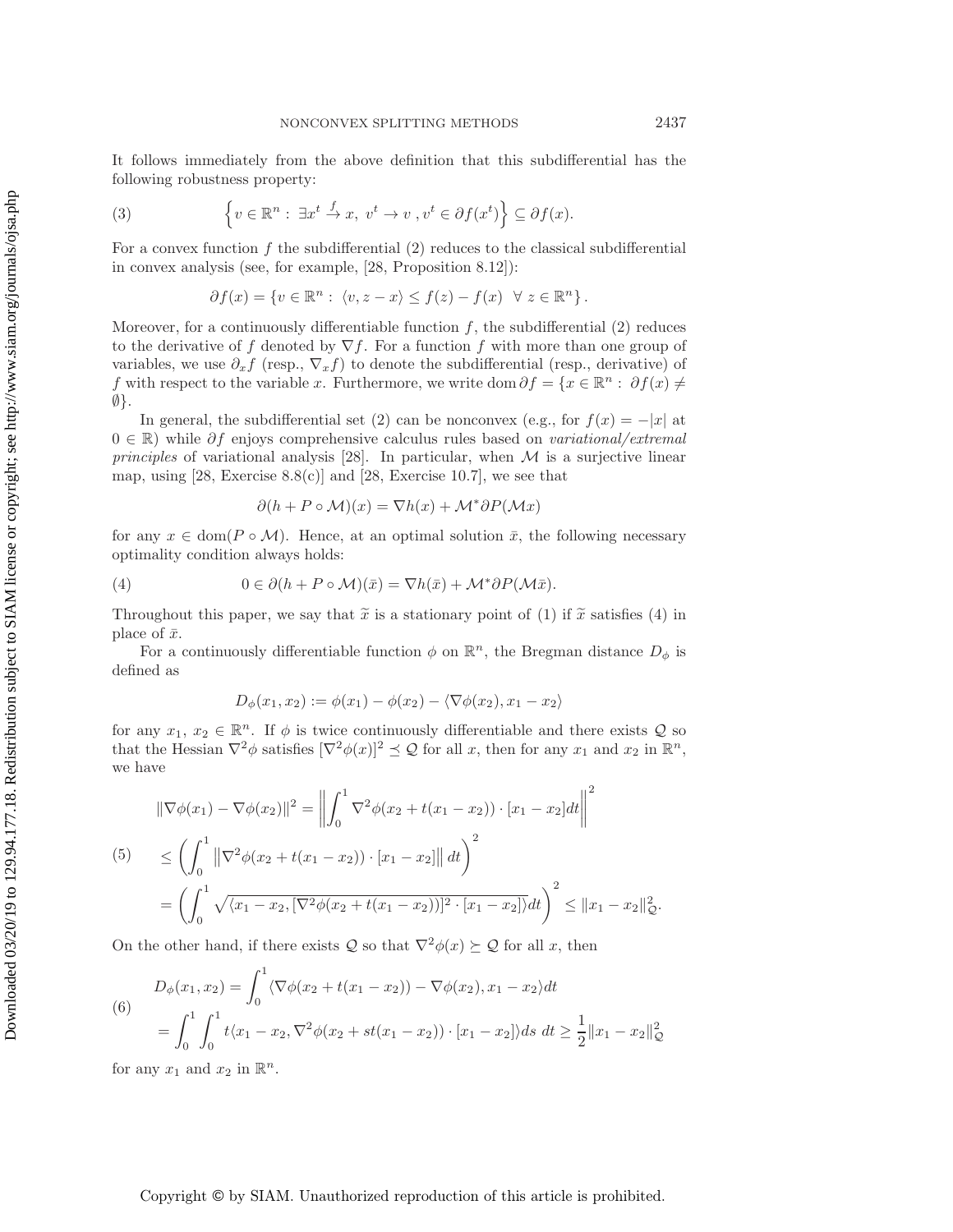It follows immediately from the above definition that this subdifferential has the following robustness property:

$$
\left\{v \in \mathbb{R}^n : \exists x^t \xrightarrow{f} x,\ v^t \to v\ , v^t \in \partial f(x^t)\right\} \subseteq \partial f(x). \tag{3}
$$

For a convex function $f$ the subdifferential (2) reduces to the classical subdifferential in convex analysis (see, for example, [28, Proposition 8.12]):

$$
\partial f(x) = \left\{v \in \mathbb{R}^n : \langle v, z - x\rangle \leq f(z) - f(x) \ \ \forall\ z \in \mathbb{R}^n\right\}.
$$

Moreover, for a continuously differentiable function $f$, the subdifferential (2) reduces to the derivative of $f$ denoted by $\nabla f$. For a function $f$ with more than one group of variables, we use $\partial_x f$ (resp., $\nabla_x f$) to denote the subdifferential (resp., derivative) of $f$ with respect to the variable $x$. Furthermore, we write $\operatorname{dom} \partial f = \{x \in \mathbb{R}^n : \ \partial f(x) \neq \emptyset\}$.

In general, the subdifferential set (2) can be nonconvex (e.g., for $f(x) = -|x|$ at $0 \in \mathbb{R}$) while $\partial f$ enjoys comprehensive calculus rules based on *variational/extremal principles* of variational analysis [28]. In particular, when $\mathcal{M}$ is a surjective linear map, using [28, Exercise 8.8(c)] and [28, Exercise 10.7], we see that

$$
\partial(h + P \circ \mathcal{M})(x) = \nabla h(x) + \mathcal{M}^* \partial P(\mathcal{M}x)
$$

for any $x \in \operatorname{dom}(P \circ \mathcal{M})$. Hence, at an optimal solution $\bar{x}$, the following necessary optimality condition always holds:

$$
0 \in \partial(h + P \circ \mathcal{M})(\bar{x}) = \nabla h(\bar{x}) + \mathcal{M}^* \partial P(\mathcal{M}\bar{x}). \tag{4}
$$

Throughout this paper, we say that $\widetilde{x}$ is a stationary point of (1) if $\widetilde{x}$ satisfies (4) in place of $\bar{x}$.

For a continuously differentiable function $\phi$ on $\mathbb{R}^n$, the Bregman distance $D_\phi$ is defined as

$$
D_\phi(x_1, x_2) := \phi(x_1) - \phi(x_2) - \langle \nabla\phi(x_2), x_1 - x_2\rangle
$$

for any $x_1$, $x_2 \in \mathbb{R}^n$. If $\phi$ is twice continuously differentiable and there exists $\mathcal{Q}$ so that the Hessian $\nabla^2\phi$ satisfies $[\nabla^2\phi(x)]^2 \preceq \mathcal{Q}$ for all $x$, then for any $x_1$ and $x_2$ in $\mathbb{R}^n$, we have

$$
\begin{aligned}
&\|\nabla\phi(x_1) - \nabla\phi(x_2)\|^2 = \left\|\int_0^1 \nabla^2\phi(x_2 + t(x_1 - x_2)) \cdot [x_1 - x_2]dt\right\|^2 \\
&\leq \left(\int_0^1 \left\|\nabla^2\phi(x_2 + t(x_1 - x_2)) \cdot [x_1 - x_2]\right\| dt\right)^2 \\
&= \left(\int_0^1 \sqrt{\langle x_1 - x_2, [\nabla^2\phi(x_2 + t(x_1 - x_2))]^2 \cdot [x_1 - x_2]\rangle} dt\right)^2 \leq \|x_1 - x_2\|^2_{\mathcal{Q}}.
\end{aligned} \tag{5}
$$

On the other hand, if there exists $\mathcal{Q}$ so that $\nabla^2\phi(x) \succeq \mathcal{Q}$ for all $x$, then

$$
\begin{aligned}
D_\phi(x_1, x_2) &= \int_0^1 \langle \nabla\phi(x_2 + t(x_1 - x_2)) - \nabla\phi(x_2), x_1 - x_2\rangle dt \\
&= \int_0^1 \int_0^1 t\langle x_1 - x_2, \nabla^2\phi(x_2 + st(x_1 - x_2)) \cdot [x_1 - x_2]\rangle ds\ dt \geq \frac{1}{2}\|x_1 - x_2\|^2_{\mathcal{Q}}
\end{aligned} \tag{6}
$$

for any $x_1$ and $x_2$ in $\mathbb{R}^n$.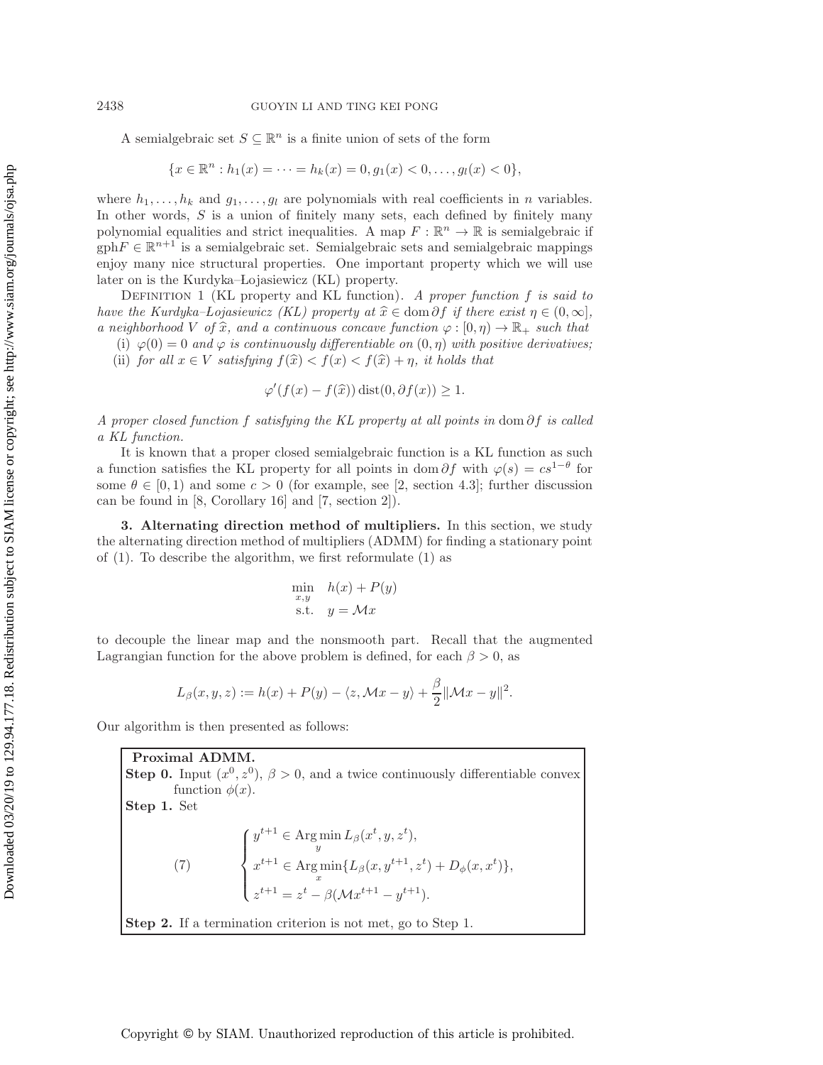A semialgebraic set $S \subseteq \mathbb{R}^n$ is a finite union of sets of the form

$$\{x \in \mathbb{R}^n : h_1(x) = \cdots = h_k(x) = 0, g_1(x) < 0, \ldots, g_l(x) < 0\},$$

where $h_1, \ldots, h_k$ and $g_1, \ldots, g_l$ are polynomials with real coefficients in $n$ variables. In other words, $S$ is a union of finitely many sets, each defined by finitely many polynomial equalities and strict inequalities. A map $F : \mathbb{R}^n \to \mathbb{R}$ is semialgebraic if $\mathrm{gph} F \in \mathbb{R}^{n+1}$ is a semialgebraic set. Semialgebraic sets and semialgebraic mappings enjoy many nice structural properties. One important property which we will use later on is the Kurdyka–Łojasiewicz (KL) property.

Definition 1 (KL property and KL function). *A proper function $f$ is said to have the Kurdyka–Łojasiewicz (KL) property at $\widehat{x} \in \mathrm{dom}\, \partial f$ if there exist $\eta \in (0, \infty]$, a neighborhood $V$ of $\widehat{x}$, and a continuous concave function $\varphi : [0, \eta) \to \mathbb{R}_+$ such that*

(i) *$\varphi(0) = 0$ and $\varphi$ is continuously differentiable on $(0, \eta)$ with positive derivatives;*

(ii) *for all $x \in V$ satisfying $f(\widehat{x}) < f(x) < f(\widehat{x}) + \eta$, it holds that*

$$\varphi'(f(x) - f(\widehat{x}))\, \mathrm{dist}(0, \partial f(x)) \geq 1.$$

*A proper closed function $f$ satisfying the KL property at all points in $\mathrm{dom}\, \partial f$ is called a KL function.*

It is known that a proper closed semialgebraic function is a KL function as such a function satisfies the KL property for all points in $\mathrm{dom}\, \partial f$ with $\varphi(s) = cs^{1-\theta}$ for some $\theta \in [0, 1)$ and some $c > 0$ (for example, see [2, section 4.3]; further discussion can be found in [8, Corollary 16] and [7, section 2]).

## 3. Alternating direction method of multipliers.

In this section, we study the alternating direction method of multipliers (ADMM) for finding a stationary point of (1). To describe the algorithm, we first reformulate (1) as

$$\begin{aligned} \min_{x,y} \quad & h(x) + P(y) \\ \text{s.t.} \quad & y = \mathcal{M}x \end{aligned}$$

to decouple the linear map and the nonsmooth part. Recall that the augmented Lagrangian function for the above problem is defined, for each $\beta > 0$, as

$$L_\beta(x, y, z) := h(x) + P(y) - \langle z, \mathcal{M}x - y \rangle + \frac{\beta}{2}\|\mathcal{M}x - y\|^2.$$

Our algorithm is then presented as follows:

**Proximal ADMM.**

**Step 0.** Input $(x^0, z^0)$, $\beta > 0$, and a twice continuously differentiable convex function $\phi(x)$.

**Step 1.** Set

$$\begin{cases} y^{t+1} \in \operatorname*{Arg\,min}_y L_\beta(x^t, y, z^t), \\ x^{t+1} \in \operatorname*{Arg\,min}_x \{L_\beta(x, y^{t+1}, z^t) + D_\phi(x, x^t)\}, \\ z^{t+1} = z^t - \beta(\mathcal{M}x^{t+1} - y^{t+1}). \end{cases} \tag{7}$$

**Step 2.** If a termination criterion is not met, go to Step 1.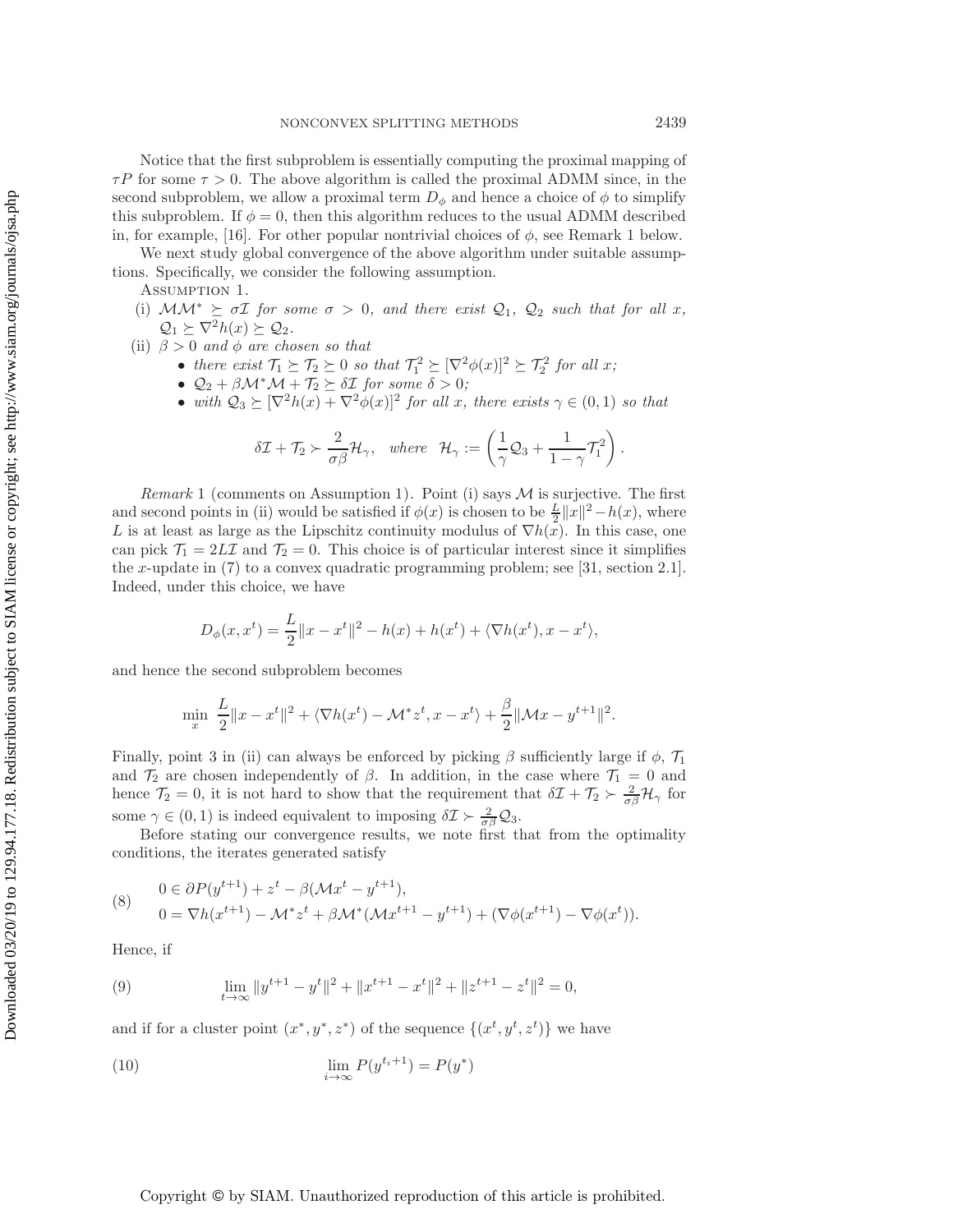Notice that the first subproblem is essentially computing the proximal mapping of $\tau P$ for some $\tau > 0$. The above algorithm is called the proximal ADMM since, in the second subproblem, we allow a proximal term $D_\phi$ and hence a choice of $\phi$ to simplify this subproblem. If $\phi = 0$, then this algorithm reduces to the usual ADMM described in, for example, [16]. For other popular nontrivial choices of $\phi$, see Remark 1 below.

We next study global convergence of the above algorithm under suitable assumptions. Specifically, we consider the following assumption.

Assumption 1.

(i) $\mathcal{M}\mathcal{M}^* \succeq \sigma\mathcal{I}$ *for some* $\sigma > 0$, *and there exist* $\mathcal{Q}_1$, $\mathcal{Q}_2$ *such that for all* $x$, $\mathcal{Q}_1 \succeq \nabla^2 h(x) \succeq \mathcal{Q}_2$.

(ii) $\beta > 0$ *and* $\phi$ *are chosen so that*

- *there exist* $\mathcal{T}_1 \succeq \mathcal{T}_2 \succeq 0$ *so that* $\mathcal{T}_1^2 \succeq [\nabla^2\phi(x)]^2 \succeq \mathcal{T}_2^2$ *for all* $x$;
- $\mathcal{Q}_2 + \beta\mathcal{M}^*\mathcal{M} + \mathcal{T}_2 \succeq \delta\mathcal{I}$ *for some* $\delta > 0$;
- *with* $\mathcal{Q}_3 \succeq [\nabla^2 h(x) + \nabla^2\phi(x)]^2$ *for all* $x$, *there exists* $\gamma \in (0,1)$ *so that*

$$\delta\mathcal{I} + \mathcal{T}_2 \succ \frac{2}{\sigma\beta}\mathcal{H}_\gamma, \quad \text{where} \quad \mathcal{H}_\gamma := \left(\frac{1}{\gamma}\mathcal{Q}_3 + \frac{1}{1-\gamma}\mathcal{T}_1^2\right).$$

*Remark* 1 (comments on Assumption 1). Point (i) says $\mathcal{M}$ is surjective. The first and second points in (ii) would be satisfied if $\phi(x)$ is chosen to be $\frac{L}{2}\|x\|^2 - h(x)$, where $L$ is at least as large as the Lipschitz continuity modulus of $\nabla h(x)$. In this case, one can pick $\mathcal{T}_1 = 2L\mathcal{I}$ and $\mathcal{T}_2 = 0$. This choice is of particular interest since it simplifies the $x$-update in (7) to a convex quadratic programming problem; see [31, section 2.1]. Indeed, under this choice, we have

$$D_\phi(x, x^t) = \frac{L}{2}\|x - x^t\|^2 - h(x) + h(x^t) + \langle \nabla h(x^t), x - x^t\rangle,$$

and hence the second subproblem becomes

$$\min_x \ \frac{L}{2}\|x - x^t\|^2 + \langle \nabla h(x^t) - \mathcal{M}^* z^t, x - x^t\rangle + \frac{\beta}{2}\|\mathcal{M}x - y^{t+1}\|^2.$$

Finally, point 3 in (ii) can always be enforced by picking $\beta$ sufficiently large if $\phi$, $\mathcal{T}_1$ and $\mathcal{T}_2$ are chosen independently of $\beta$. In addition, in the case where $\mathcal{T}_1 = 0$ and hence $\mathcal{T}_2 = 0$, it is not hard to show that the requirement that $\delta\mathcal{I} + \mathcal{T}_2 \succ \frac{2}{\sigma\beta}\mathcal{H}_\gamma$ for some $\gamma \in (0,1)$ is indeed equivalent to imposing $\delta\mathcal{I} \succ \frac{2}{\sigma\beta}\mathcal{Q}_3$.

Before stating our convergence results, we note first that from the optimality conditions, the iterates generated satisfy

$$\begin{aligned} &0 \in \partial P(y^{t+1}) + z^t - \beta(\mathcal{M}x^t - y^{t+1}), \\ &0 = \nabla h(x^{t+1}) - \mathcal{M}^* z^t + \beta\mathcal{M}^*(\mathcal{M}x^{t+1} - y^{t+1}) + (\nabla\phi(x^{t+1}) - \nabla\phi(x^t)). \end{aligned} \tag{8}$$

Hence, if

$$\lim_{t\to\infty} \|y^{t+1} - y^t\|^2 + \|x^{t+1} - x^t\|^2 + \|z^{t+1} - z^t\|^2 = 0, \tag{9}$$

and if for a cluster point $(x^*, y^*, z^*)$ of the sequence $\{(x^t, y^t, z^t)\}$ we have

$$\lim_{i\to\infty} P(y^{t_i+1}) = P(y^*) \tag{10}$$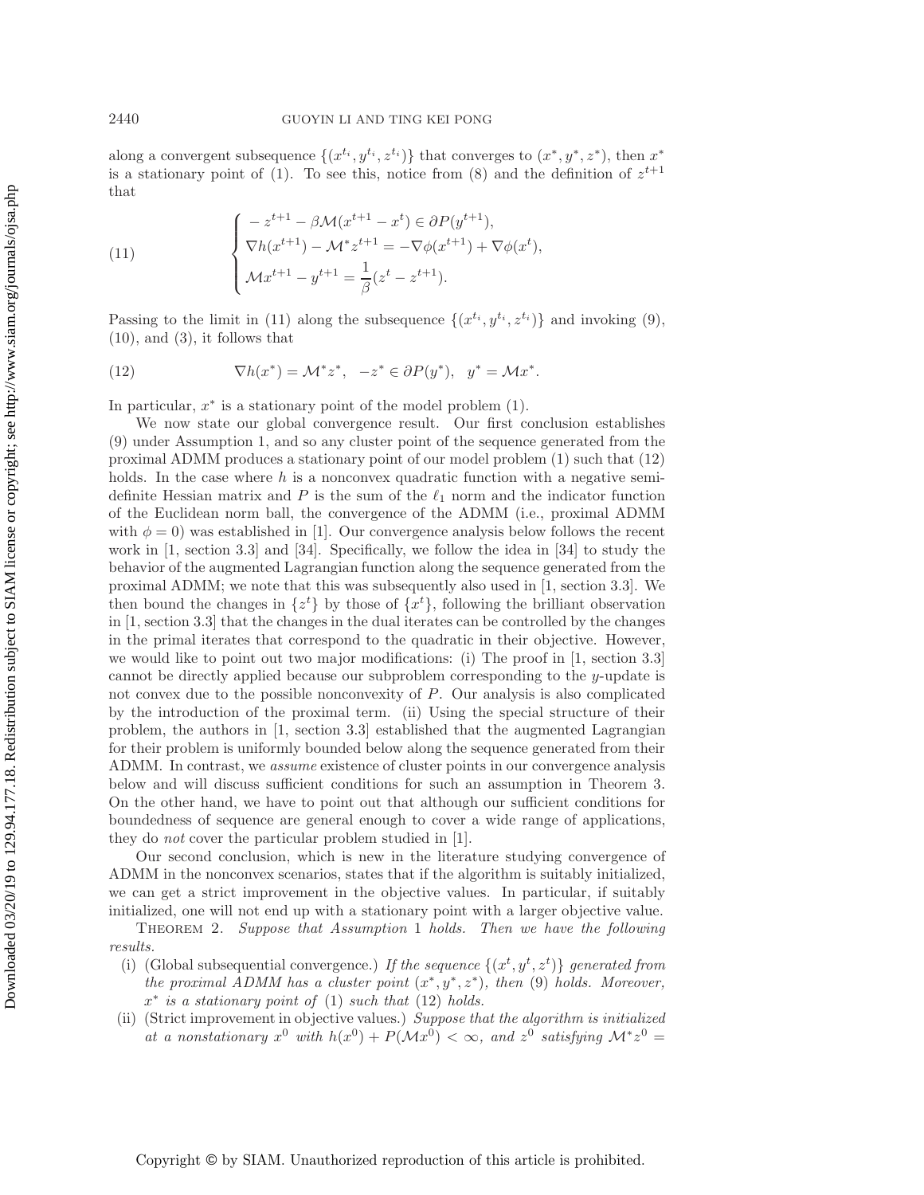along a convergent subsequence $\{(x^{t_i}, y^{t_i}, z^{t_i})\}$ that converges to $(x^*, y^*, z^*)$, then $x^*$ is a stationary point of (1). To see this, notice from (8) and the definition of $z^{t+1}$ that

$$
\begin{cases} -z^{t+1} - \beta \mathcal{M}(x^{t+1} - x^t) \in \partial P(y^{t+1}), \\ \nabla h(x^{t+1}) - \mathcal{M}^* z^{t+1} = -\nabla \phi(x^{t+1}) + \nabla \phi(x^t), \\ \mathcal{M} x^{t+1} - y^{t+1} = \frac{1}{\beta}(z^t - z^{t+1}). \end{cases} \tag{11}
$$

Passing to the limit in (11) along the subsequence $\{(x^{t_i}, y^{t_i}, z^{t_i})\}$ and invoking (9), (10), and (3), it follows that

$$
\nabla h(x^*) = \mathcal{M}^* z^*, \quad -z^* \in \partial P(y^*), \quad y^* = \mathcal{M} x^*. \tag{12}
$$

In particular, $x^*$ is a stationary point of the model problem (1).

We now state our global convergence result. Our first conclusion establishes (9) under Assumption 1, and so any cluster point of the sequence generated from the proximal ADMM produces a stationary point of our model problem (1) such that (12) holds. In the case where $h$ is a nonconvex quadratic function with a negative semidefinite Hessian matrix and $P$ is the sum of the $\ell_1$ norm and the indicator function of the Euclidean norm ball, the convergence of the ADMM (i.e., proximal ADMM with $\phi = 0$) was established in [1]. Our convergence analysis below follows the recent work in [1, section 3.3] and [34]. Specifically, we follow the idea in [34] to study the behavior of the augmented Lagrangian function along the sequence generated from the proximal ADMM; we note that this was subsequently also used in [1, section 3.3]. We then bound the changes in $\{z^t\}$ by those of $\{x^t\}$, following the brilliant observation in [1, section 3.3] that the changes in the dual iterates can be controlled by the changes in the primal iterates that correspond to the quadratic in their objective. However, we would like to point out two major modifications: (i) The proof in [1, section 3.3] cannot be directly applied because our subproblem corresponding to the $y$-update is not convex due to the possible nonconvexity of $P$. Our analysis is also complicated by the introduction of the proximal term. (ii) Using the special structure of their problem, the authors in [1, section 3.3] established that the augmented Lagrangian for their problem is uniformly bounded below along the sequence generated from their ADMM. In contrast, we *assume* existence of cluster points in our convergence analysis below and will discuss sufficient conditions for such an assumption in Theorem 3. On the other hand, we have to point out that although our sufficient conditions for boundedness of sequence are general enough to cover a wide range of applications, they do *not* cover the particular problem studied in [1].

Our second conclusion, which is new in the literature studying convergence of ADMM in the nonconvex scenarios, states that if the algorithm is suitably initialized, we can get a strict improvement in the objective values. In particular, if suitably initialized, one will not end up with a stationary point with a larger objective value.

Theorem 2. *Suppose that Assumption 1 holds. Then we have the following results.*

(i) (Global subsequential convergence.) *If the sequence $\{(x^t, y^t, z^t)\}$ generated from the proximal ADMM has a cluster point $(x^*, y^*, z^*)$, then (9) holds. Moreover, $x^*$ is a stationary point of (1) such that (12) holds.*

(ii) (Strict improvement in objective values.) *Suppose that the algorithm is initialized at a nonstationary $x^0$ with $h(x^0) + P(\mathcal{M}x^0) < \infty$, and $z^0$ satisfying $\mathcal{M}^* z^0 =$*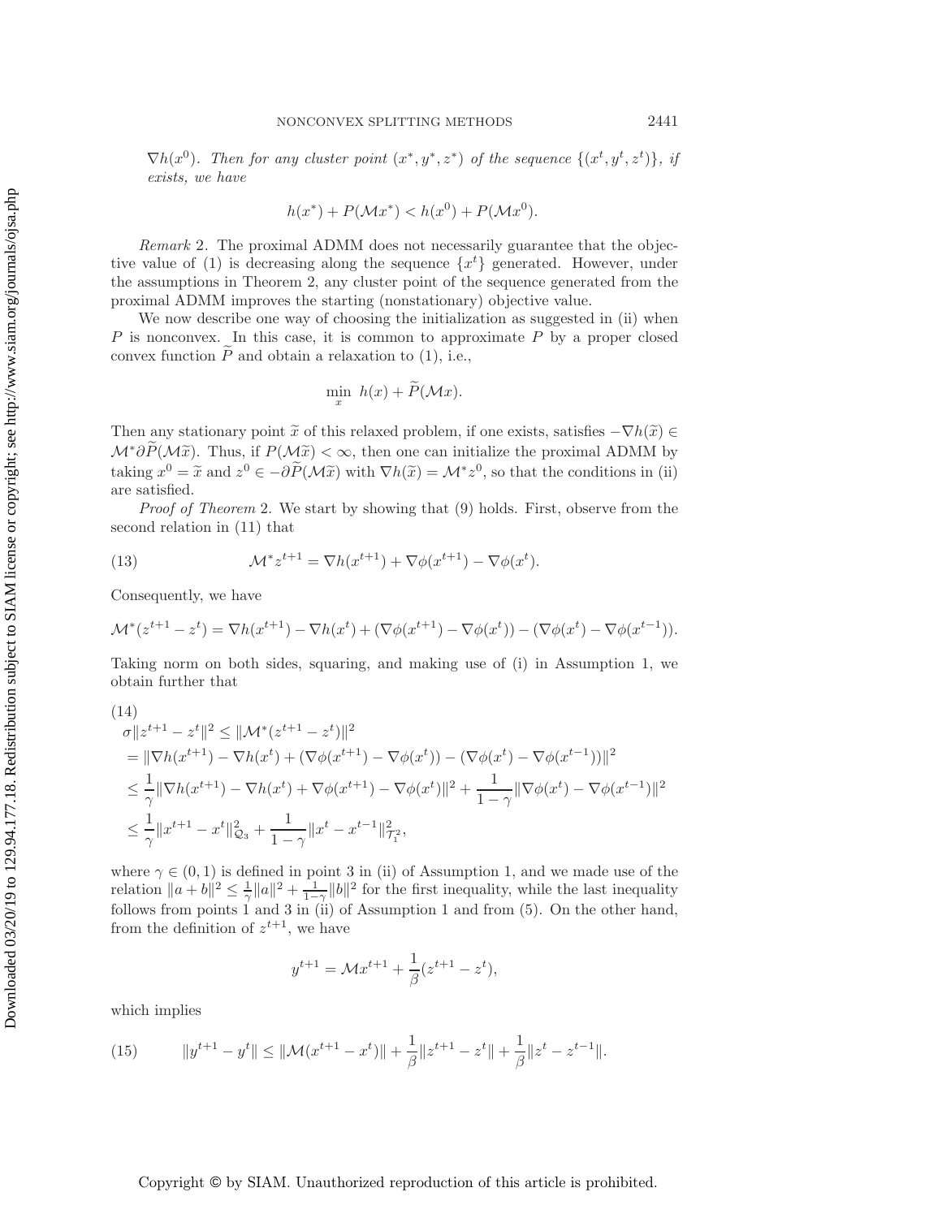$\nabla h(x^0)$. *Then for any cluster point $(x^*, y^*, z^*)$ of the sequence $\{(x^t, y^t, z^t)\}$, if exists, we have*

$$h(x^*) + P(\mathcal{M}x^*) < h(x^0) + P(\mathcal{M}x^0).$$

*Remark* 2. The proximal ADMM does not necessarily guarantee that the objective value of (1) is decreasing along the sequence $\{x^t\}$ generated. However, under the assumptions in Theorem 2, any cluster point of the sequence generated from the proximal ADMM improves the starting (nonstationary) objective value.

We now describe one way of choosing the initialization as suggested in (ii) when $P$ is nonconvex. In this case, it is common to approximate $P$ by a proper closed convex function $\widetilde{P}$ and obtain a relaxation to (1), i.e.,

$$\min_x \; h(x) + \widetilde{P}(\mathcal{M}x).$$

Then any stationary point $\widetilde{x}$ of this relaxed problem, if one exists, satisfies $-\nabla h(\widetilde{x}) \in \mathcal{M}^*\partial\widetilde{P}(\mathcal{M}\widetilde{x})$. Thus, if $P(\mathcal{M}\widetilde{x}) < \infty$, then one can initialize the proximal ADMM by taking $x^0 = \widetilde{x}$ and $z^0 \in -\partial\widetilde{P}(\mathcal{M}\widetilde{x})$ with $\nabla h(\widetilde{x}) = \mathcal{M}^*z^0$, so that the conditions in (ii) are satisfied.

*Proof of Theorem* 2. We start by showing that (9) holds. First, observe from the second relation in (11) that

$$\mathcal{M}^*z^{t+1} = \nabla h(x^{t+1}) + \nabla\phi(x^{t+1}) - \nabla\phi(x^t). \tag{13}$$

Consequently, we have

$$\mathcal{M}^*(z^{t+1} - z^t) = \nabla h(x^{t+1}) - \nabla h(x^t) + (\nabla\phi(x^{t+1}) - \nabla\phi(x^t)) - (\nabla\phi(x^t) - \nabla\phi(x^{t-1})).$$

Taking norm on both sides, squaring, and making use of (i) in Assumption 1, we obtain further that

$$\begin{aligned}
&\sigma\|z^{t+1} - z^t\|^2 \le \|\mathcal{M}^*(z^{t+1} - z^t)\|^2 \\
&= \|\nabla h(x^{t+1}) - \nabla h(x^t) + (\nabla\phi(x^{t+1}) - \nabla\phi(x^t)) - (\nabla\phi(x^t) - \nabla\phi(x^{t-1}))\|^2 \\
&\le \frac{1}{\gamma}\|\nabla h(x^{t+1}) - \nabla h(x^t) + \nabla\phi(x^{t+1}) - \nabla\phi(x^t)\|^2 + \frac{1}{1-\gamma}\|\nabla\phi(x^t) - \nabla\phi(x^{t-1})\|^2 \\
&\le \frac{1}{\gamma}\|x^{t+1} - x^t\|^2_{\mathcal{Q}_3} + \frac{1}{1-\gamma}\|x^t - x^{t-1}\|^2_{\mathcal{T}_1^2},
\end{aligned} \tag{14}$$

where $\gamma \in (0,1)$ is defined in point 3 in (ii) of Assumption 1, and we made use of the relation $\|a+b\|^2 \le \frac{1}{\gamma}\|a\|^2 + \frac{1}{1-\gamma}\|b\|^2$ for the first inequality, while the last inequality follows from points 1 and 3 in (ii) of Assumption 1 and from (5). On the other hand, from the definition of $z^{t+1}$, we have

$$y^{t+1} = \mathcal{M}x^{t+1} + \frac{1}{\beta}(z^{t+1} - z^t),$$

which implies

$$\|y^{t+1} - y^t\| \le \|\mathcal{M}(x^{t+1} - x^t)\| + \frac{1}{\beta}\|z^{t+1} - z^t\| + \frac{1}{\beta}\|z^t - z^{t-1}\|. \tag{15}$$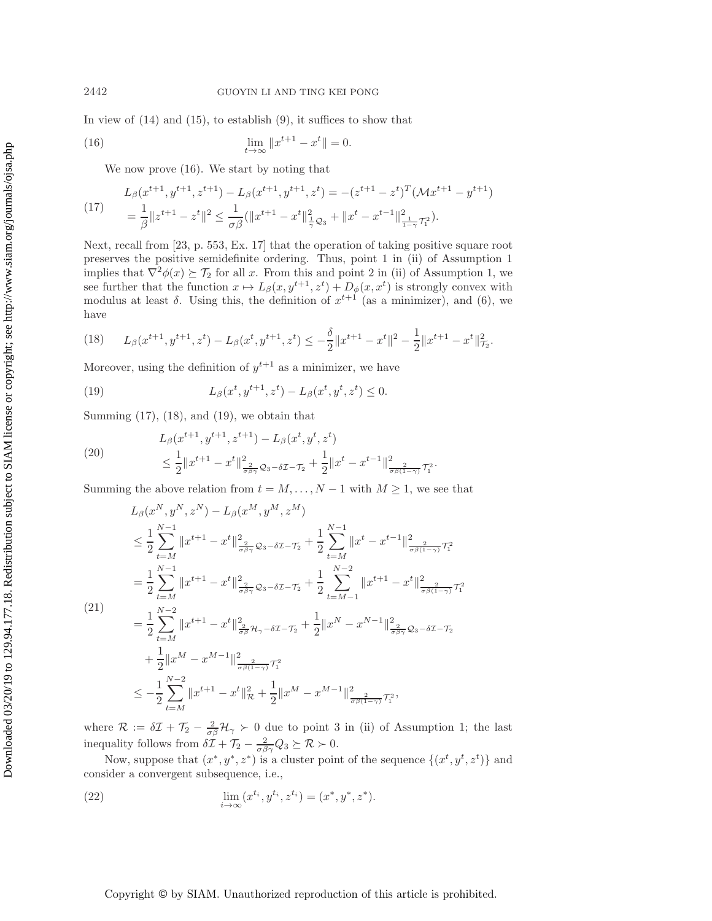In view of (14) and (15), to establish (9), it suffices to show that

$$\lim_{t\to\infty} \|x^{t+1} - x^t\| = 0. \tag{16}$$

We now prove (16). We start by noting that

$$\begin{aligned} &L_\beta(x^{t+1}, y^{t+1}, z^{t+1}) - L_\beta(x^{t+1}, y^{t+1}, z^t) = -(z^{t+1} - z^t)^T(\mathcal{M}x^{t+1} - y^{t+1}) \\ &= \frac{1}{\beta}\|z^{t+1} - z^t\|^2 \le \frac{1}{\sigma\beta}(\|x^{t+1} - x^t\|^2_{\frac{1}{\gamma}\mathcal{Q}_3} + \|x^t - x^{t-1}\|^2_{\frac{1}{1-\gamma}\mathcal{T}_1^2}). \end{aligned} \tag{17}$$

Next, recall from [23, p. 553, Ex. 17] that the operation of taking positive square root preserves the positive semidefinite ordering. Thus, point 1 in (ii) of Assumption 1 implies that $\nabla^2\phi(x) \succeq \mathcal{T}_2$ for all $x$. From this and point 2 in (ii) of Assumption 1, we see further that the function $x \mapsto L_\beta(x, y^{t+1}, z^t) + D_\phi(x, x^t)$ is strongly convex with modulus at least $\delta$. Using this, the definition of $x^{t+1}$ (as a minimizer), and (6), we have

$$L_\beta(x^{t+1}, y^{t+1}, z^t) - L_\beta(x^t, y^{t+1}, z^t) \le -\frac{\delta}{2}\|x^{t+1} - x^t\|^2 - \frac{1}{2}\|x^{t+1} - x^t\|^2_{\mathcal{T}_2}. \tag{18}$$

Moreover, using the definition of $y^{t+1}$ as a minimizer, we have

$$L_\beta(x^t, y^{t+1}, z^t) - L_\beta(x^t, y^t, z^t) \le 0. \tag{19}$$

Summing (17), (18), and (19), we obtain that

$$\begin{aligned} &L_\beta(x^{t+1}, y^{t+1}, z^{t+1}) - L_\beta(x^t, y^t, z^t) \\ &\le \frac{1}{2}\|x^{t+1} - x^t\|^2_{\frac{2}{\sigma\beta\gamma}\mathcal{Q}_3 - \delta\mathcal{I} - \mathcal{T}_2} + \frac{1}{2}\|x^t - x^{t-1}\|^2_{\frac{2}{\sigma\beta(1-\gamma)}\mathcal{T}_1^2}. \end{aligned} \tag{20}$$

Summing the above relation from $t = M, \ldots, N-1$ with $M \ge 1$, we see that

$$\begin{aligned} &L_\beta(x^N, y^N, z^N) - L_\beta(x^M, y^M, z^M) \\ &\le \frac{1}{2}\sum_{t=M}^{N-1}\|x^{t+1} - x^t\|^2_{\frac{2}{\sigma\beta\gamma}\mathcal{Q}_3 - \delta\mathcal{I} - \mathcal{T}_2} + \frac{1}{2}\sum_{t=M}^{N-1}\|x^t - x^{t-1}\|^2_{\frac{2}{\sigma\beta(1-\gamma)}\mathcal{T}_1^2} \\ &= \frac{1}{2}\sum_{t=M}^{N-1}\|x^{t+1} - x^t\|^2_{\frac{2}{\sigma\beta\gamma}\mathcal{Q}_3 - \delta\mathcal{I} - \mathcal{T}_2} + \frac{1}{2}\sum_{t=M-1}^{N-2}\|x^{t+1} - x^t\|^2_{\frac{2}{\sigma\beta(1-\gamma)}\mathcal{T}_1^2} \\ &= \frac{1}{2}\sum_{t=M}^{N-2}\|x^{t+1} - x^t\|^2_{\frac{2}{\sigma\beta}\mathcal{H}_\gamma - \delta\mathcal{I} - \mathcal{T}_2} + \frac{1}{2}\|x^N - x^{N-1}\|^2_{\frac{2}{\sigma\beta\gamma}\mathcal{Q}_3 - \delta\mathcal{I} - \mathcal{T}_2} \\ &\quad + \frac{1}{2}\|x^M - x^{M-1}\|^2_{\frac{2}{\sigma\beta(1-\gamma)}\mathcal{T}_1^2} \\ &\le -\frac{1}{2}\sum_{t=M}^{N-2}\|x^{t+1} - x^t\|^2_{\mathcal{R}} + \frac{1}{2}\|x^M - x^{M-1}\|^2_{\frac{2}{\sigma\beta(1-\gamma)}\mathcal{T}_1^2}, \end{aligned} \tag{21}$$

where $\mathcal{R} := \delta\mathcal{I} + \mathcal{T}_2 - \frac{2}{\sigma\beta}\mathcal{H}_\gamma \succ 0$ due to point 3 in (ii) of Assumption 1; the last inequality follows from $\delta\mathcal{I} + \mathcal{T}_2 - \frac{2}{\sigma\beta\gamma}Q_3 \succeq \mathcal{R} \succ 0$.

Now, suppose that $(x^*, y^*, z^*)$ is a cluster point of the sequence $\{(x^t, y^t, z^t)\}$ and consider a convergent subsequence, i.e.,

$$\lim_{i\to\infty}(x^{t_i}, y^{t_i}, z^{t_i}) = (x^*, y^*, z^*). \tag{22}$$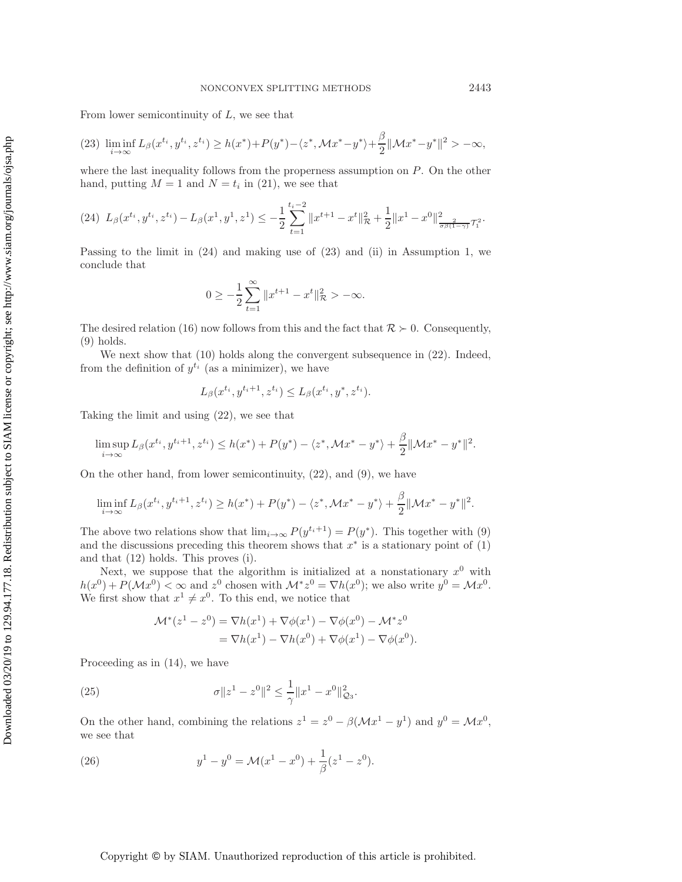From lower semicontinuity of $L$, we see that

$$\liminf_{i\to\infty} L_\beta(x^{t_i}, y^{t_i}, z^{t_i}) \geq h(x^*) + P(y^*) - \langle z^*, \mathcal{M}x^* - y^*\rangle + \frac{\beta}{2}\|\mathcal{M}x^* - y^*\|^2 > -\infty, \tag{23}$$

where the last inequality follows from the properness assumption on $P$. On the other hand, putting $M = 1$ and $N = t_i$ in (21), we see that

$$L_\beta(x^{t_i}, y^{t_i}, z^{t_i}) - L_\beta(x^1, y^1, z^1) \leq -\frac{1}{2}\sum_{t=1}^{t_i-2} \|x^{t+1} - x^t\|^2_{\mathcal{R}} + \frac{1}{2}\|x^1 - x^0\|^2_{\frac{2}{\sigma\beta(1-\gamma)}\mathcal{T}_1^2}. \tag{24}$$

Passing to the limit in (24) and making use of (23) and (ii) in Assumption 1, we conclude that

$$0 \geq -\frac{1}{2}\sum_{t=1}^{\infty} \|x^{t+1} - x^t\|^2_{\mathcal{R}} > -\infty.$$

The desired relation (16) now follows from this and the fact that $\mathcal{R} \succ 0$. Consequently, (9) holds.

We next show that (10) holds along the convergent subsequence in (22). Indeed, from the definition of $y^{t_i}$ (as a minimizer), we have

$$L_\beta(x^{t_i}, y^{t_i+1}, z^{t_i}) \leq L_\beta(x^{t_i}, y^*, z^{t_i}).$$

Taking the limit and using (22), we see that

$$\limsup_{i\to\infty} L_\beta(x^{t_i}, y^{t_i+1}, z^{t_i}) \leq h(x^*) + P(y^*) - \langle z^*, \mathcal{M}x^* - y^*\rangle + \frac{\beta}{2}\|\mathcal{M}x^* - y^*\|^2.$$

On the other hand, from lower semicontinuity, (22), and (9), we have

$$\liminf_{i\to\infty} L_\beta(x^{t_i}, y^{t_i+1}, z^{t_i}) \geq h(x^*) + P(y^*) - \langle z^*, \mathcal{M}x^* - y^*\rangle + \frac{\beta}{2}\|\mathcal{M}x^* - y^*\|^2.$$

The above two relations show that $\lim_{i\to\infty} P(y^{t_i+1}) = P(y^*)$. This together with (9) and the discussions preceding this theorem shows that $x^*$ is a stationary point of (1) and that (12) holds. This proves (i).

Next, we suppose that the algorithm is initialized at a nonstationary $x^0$ with $h(x^0) + P(\mathcal{M}x^0) < \infty$ and $z^0$ chosen with $\mathcal{M}^*z^0 = \nabla h(x^0)$; we also write $y^0 = \mathcal{M}x^0$. We first show that $x^1 \neq x^0$. To this end, we notice that

$$\begin{aligned}
\mathcal{M}^*(z^1 - z^0) &= \nabla h(x^1) + \nabla \phi(x^1) - \nabla \phi(x^0) - \mathcal{M}^*z^0 \\
&= \nabla h(x^1) - \nabla h(x^0) + \nabla \phi(x^1) - \nabla \phi(x^0).
\end{aligned}$$

Proceeding as in (14), we have

$$\sigma\|z^1 - z^0\|^2 \leq \frac{1}{\gamma}\|x^1 - x^0\|^2_{\mathcal{Q}_3}. \tag{25}$$

On the other hand, combining the relations $z^1 = z^0 - \beta(\mathcal{M}x^1 - y^1)$ and $y^0 = \mathcal{M}x^0$, we see that

$$y^1 - y^0 = \mathcal{M}(x^1 - x^0) + \frac{1}{\beta}(z^1 - z^0). \tag{26}$$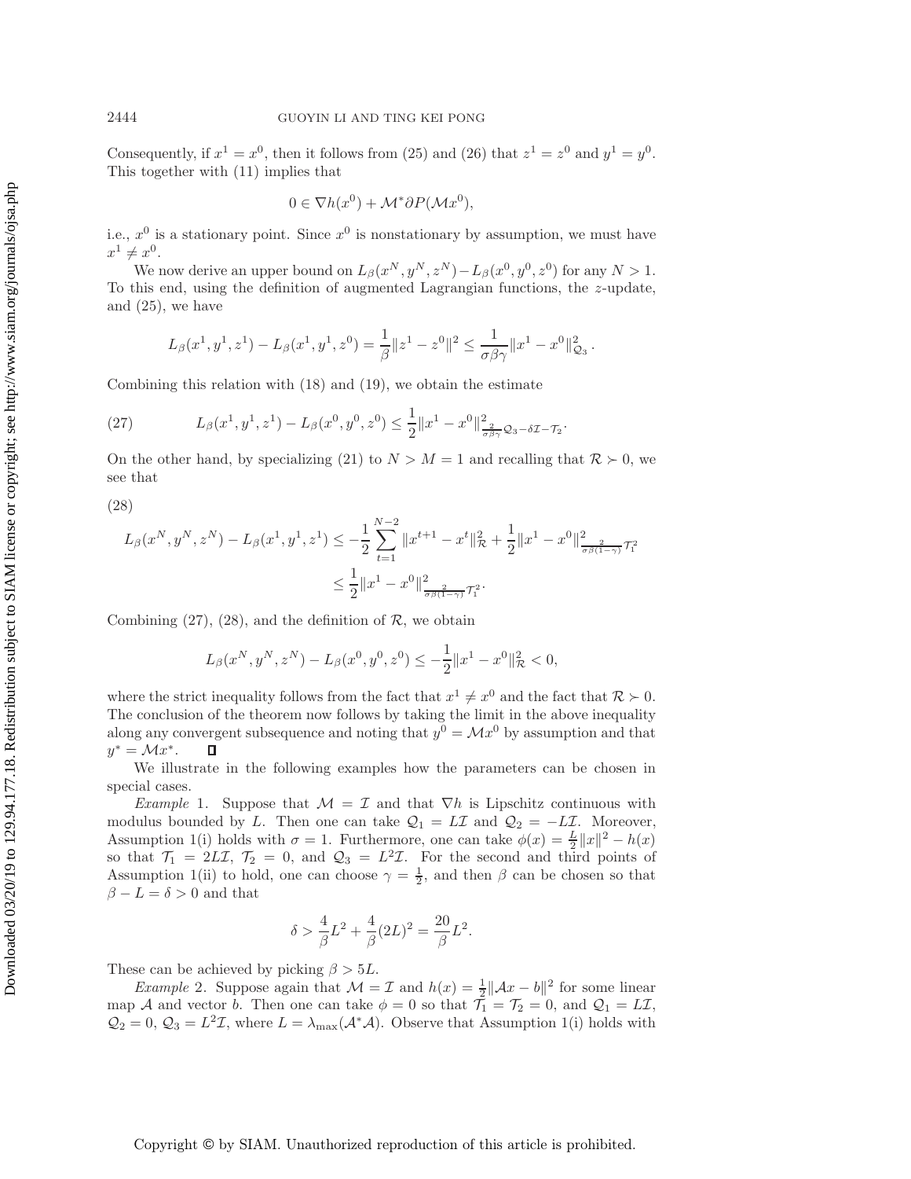Consequently, if $x^1 = x^0$, then it follows from (25) and (26) that $z^1 = z^0$ and $y^1 = y^0$. This together with (11) implies that

$$0 \in \nabla h(x^0) + \mathcal{M}^* \partial P(\mathcal{M}x^0),$$

i.e., $x^0$ is a stationary point. Since $x^0$ is nonstationary by assumption, we must have $x^1 \neq x^0$.

We now derive an upper bound on $L_\beta(x^N, y^N, z^N) - L_\beta(x^0, y^0, z^0)$ for any $N > 1$. To this end, using the definition of augmented Lagrangian functions, the $z$-update, and (25), we have

$$L_\beta(x^1, y^1, z^1) - L_\beta(x^1, y^1, z^0) = \frac{1}{\beta}\|z^1 - z^0\|^2 \leq \frac{1}{\sigma\beta\gamma}\|x^1 - x^0\|^2_{\mathcal{Q}_3}.$$

Combining this relation with (18) and (19), we obtain the estimate

$$L_\beta(x^1, y^1, z^1) - L_\beta(x^0, y^0, z^0) \leq \frac{1}{2}\|x^1 - x^0\|^2_{\frac{2}{\sigma\beta\gamma}\mathcal{Q}_3 - \delta\mathcal{I} - \mathcal{T}_2}. \tag{27}$$

On the other hand, by specializing (21) to $N > M = 1$ and recalling that $\mathcal{R} \succ 0$, we see that

$$\begin{aligned} L_\beta(x^N, y^N, z^N) - L_\beta(x^1, y^1, z^1) &\leq -\frac{1}{2}\sum_{t=1}^{N-2}\|x^{t+1} - x^t\|^2_{\mathcal{R}} + \frac{1}{2}\|x^1 - x^0\|^2_{\frac{2}{\sigma\beta(1-\gamma)}\mathcal{T}_1^2} \\ &\leq \frac{1}{2}\|x^1 - x^0\|^2_{\frac{2}{\sigma\beta(1-\gamma)}\mathcal{T}_1^2}. \end{aligned} \tag{28}$$

Combining (27), (28), and the definition of $\mathcal{R}$, we obtain

$$L_\beta(x^N, y^N, z^N) - L_\beta(x^0, y^0, z^0) \leq -\frac{1}{2}\|x^1 - x^0\|^2_{\mathcal{R}} < 0,$$

where the strict inequality follows from the fact that $x^1 \neq x^0$ and the fact that $\mathcal{R} \succ 0$. The conclusion of the theorem now follows by taking the limit in the above inequality along any convergent subsequence and noting that $y^0 = \mathcal{M}x^0$ by assumption and that $y^* = \mathcal{M}x^*$. ∎

We illustrate in the following examples how the parameters can be chosen in special cases.

*Example* 1. Suppose that $\mathcal{M} = \mathcal{I}$ and that $\nabla h$ is Lipschitz continuous with modulus bounded by $L$. Then one can take $\mathcal{Q}_1 = L\mathcal{I}$ and $\mathcal{Q}_2 = -L\mathcal{I}$. Moreover, Assumption 1(i) holds with $\sigma = 1$. Furthermore, one can take $\phi(x) = \frac{L}{2}\|x\|^2 - h(x)$ so that $\mathcal{T}_1 = 2L\mathcal{I}$, $\mathcal{T}_2 = 0$, and $\mathcal{Q}_3 = L^2\mathcal{I}$. For the second and third points of Assumption 1(ii) to hold, one can choose $\gamma = \frac{1}{2}$, and then $\beta$ can be chosen so that $\beta - L = \delta > 0$ and that

$$\delta > \frac{4}{\beta}L^2 + \frac{4}{\beta}(2L)^2 = \frac{20}{\beta}L^2.$$

These can be achieved by picking $\beta > 5L$.

*Example* 2. Suppose again that $\mathcal{M} = \mathcal{I}$ and $h(x) = \frac{1}{2}\|\mathcal{A}x - b\|^2$ for some linear map $\mathcal{A}$ and vector $b$. Then one can take $\phi = 0$ so that $\mathcal{T}_1 = \mathcal{T}_2 = 0$, and $\mathcal{Q}_1 = L\mathcal{I}$, $\mathcal{Q}_2 = 0$, $\mathcal{Q}_3 = L^2\mathcal{I}$, where $L = \lambda_{\max}(\mathcal{A}^*\mathcal{A})$. Observe that Assumption 1(i) holds with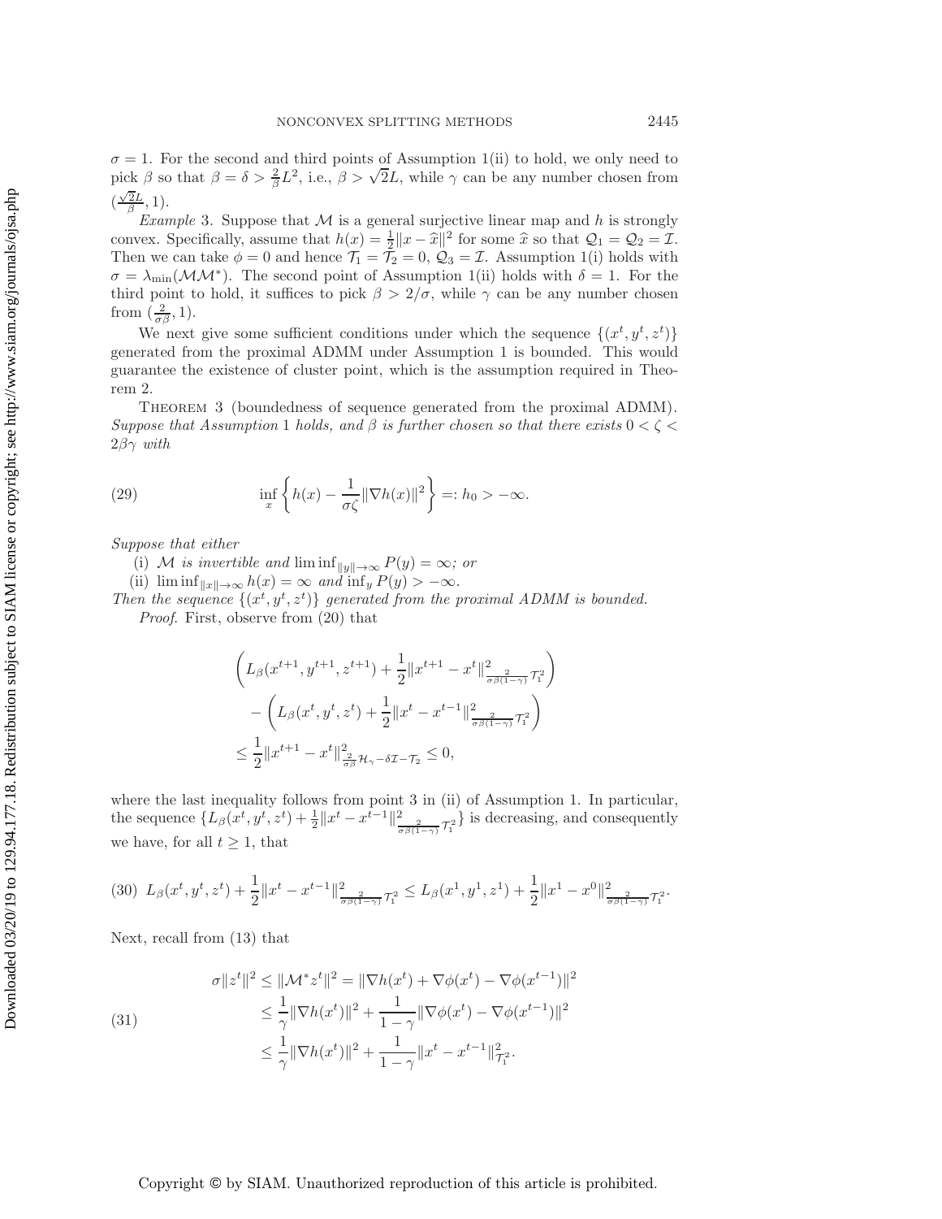$\sigma = 1$. For the second and third points of Assumption 1(ii) to hold, we only need to pick $\beta$ so that $\beta = \delta > \frac{2}{\beta}L^2$, i.e., $\beta > \sqrt{2}L$, while $\gamma$ can be any number chosen from $(\frac{\sqrt{2}L}{\beta}, 1)$.

*Example* 3. Suppose that $\mathcal{M}$ is a general surjective linear map and $h$ is strongly convex. Specifically, assume that $h(x) = \frac{1}{2}\|x - \widehat{x}\|^2$ for some $\widehat{x}$ so that $\mathcal{Q}_1 = \mathcal{Q}_2 = \mathcal{I}$. Then we can take $\phi = 0$ and hence $\mathcal{T}_1 = \mathcal{T}_2 = 0$, $\mathcal{Q}_3 = \mathcal{I}$. Assumption 1(i) holds with $\sigma = \lambda_{\min}(\mathcal{M}\mathcal{M}^*)$. The second point of Assumption 1(ii) holds with $\delta = 1$. For the third point to hold, it suffices to pick $\beta > 2/\sigma$, while $\gamma$ can be any number chosen from $(\frac{2}{\sigma\beta}, 1)$.

We next give some sufficient conditions under which the sequence $\{(x^t, y^t, z^t)\}$ generated from the proximal ADMM under Assumption 1 is bounded. This would guarantee the existence of cluster point, which is the assumption required in Theorem 2.

THEOREM 3 (boundedness of sequence generated from the proximal ADMM). *Suppose that Assumption* 1 *holds, and $\beta$ is further chosen so that there exists $0 < \zeta < 2\beta\gamma$ with*

$$\inf_x \left\{ h(x) - \frac{1}{\sigma\zeta}\|\nabla h(x)\|^2 \right\} =: h_0 > -\infty. \tag{29}$$

*Suppose that either*

(i) *$\mathcal{M}$ is invertible and $\liminf_{\|y\|\to\infty} P(y) = \infty$; or*

(ii) *$\liminf_{\|x\|\to\infty} h(x) = \infty$ and $\inf_y P(y) > -\infty$.*

*Then the sequence $\{(x^t, y^t, z^t)\}$ generated from the proximal ADMM is bounded.*

*Proof.* First, observe from (20) that

$$\begin{aligned}
&\left( L_\beta(x^{t+1}, y^{t+1}, z^{t+1}) + \frac{1}{2}\|x^{t+1} - x^t\|^2_{\frac{2}{\sigma\beta(1-\gamma)}\mathcal{T}_1^2} \right) \\
&\quad - \left( L_\beta(x^t, y^t, z^t) + \frac{1}{2}\|x^t - x^{t-1}\|^2_{\frac{2}{\sigma\beta(1-\gamma)}\mathcal{T}_1^2} \right) \\
&\le \frac{1}{2}\|x^{t+1} - x^t\|^2_{\frac{2}{\sigma\beta}\mathcal{H}_\gamma - \delta\mathcal{I} - \mathcal{T}_2} \le 0,
\end{aligned}$$

where the last inequality follows from point 3 in (ii) of Assumption 1. In particular, the sequence $\{L_\beta(x^t, y^t, z^t) + \frac{1}{2}\|x^t - x^{t-1}\|^2_{\frac{2}{\sigma\beta(1-\gamma)}\mathcal{T}_1^2}\}$ is decreasing, and consequently we have, for all $t \ge 1$, that

$$L_\beta(x^t, y^t, z^t) + \frac{1}{2}\|x^t - x^{t-1}\|^2_{\frac{2}{\sigma\beta(1-\gamma)}\mathcal{T}_1^2} \le L_\beta(x^1, y^1, z^1) + \frac{1}{2}\|x^1 - x^0\|^2_{\frac{2}{\sigma\beta(1-\gamma)}\mathcal{T}_1^2}. \tag{30}$$

Next, recall from (13) that

$$\begin{aligned}
\sigma\|z^t\|^2 &\le \|\mathcal{M}^* z^t\|^2 = \|\nabla h(x^t) + \nabla\phi(x^t) - \nabla\phi(x^{t-1})\|^2 \\
&\le \frac{1}{\gamma}\|\nabla h(x^t)\|^2 + \frac{1}{1-\gamma}\|\nabla\phi(x^t) - \nabla\phi(x^{t-1})\|^2 \\
&\le \frac{1}{\gamma}\|\nabla h(x^t)\|^2 + \frac{1}{1-\gamma}\|x^t - x^{t-1}\|^2_{\mathcal{T}_1^2}.
\end{aligned} \tag{31}$$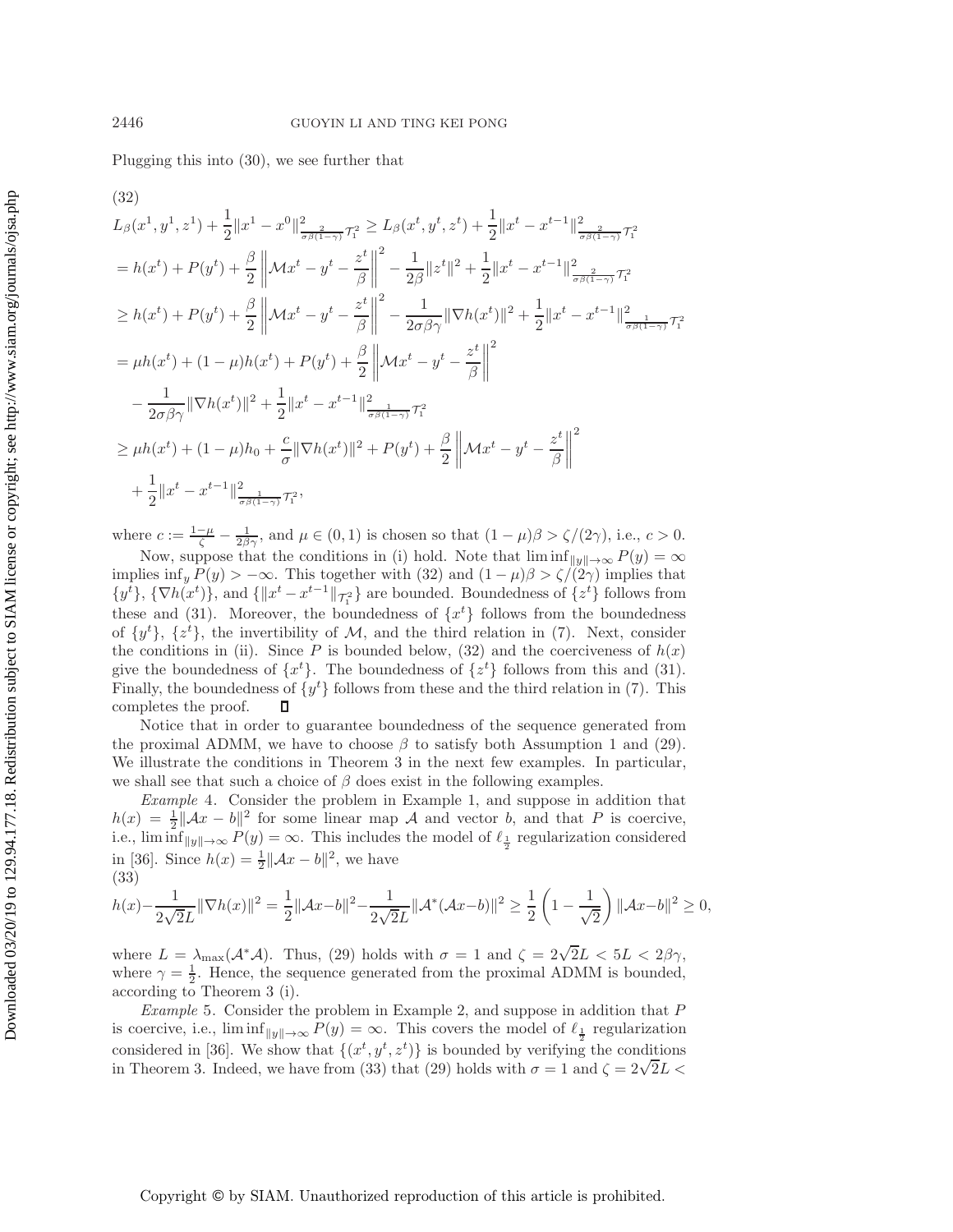Plugging this into (30), we see further that

$$
\begin{aligned}
&L_\beta(x^1,y^1,z^1) + \frac{1}{2}\|x^1 - x^0\|^2_{\frac{2}{\sigma\beta(1-\gamma)}\mathcal{T}_1^2} \geq L_\beta(x^t,y^t,z^t) + \frac{1}{2}\|x^t - x^{t-1}\|^2_{\frac{2}{\sigma\beta(1-\gamma)}\mathcal{T}_1^2} \\
&= h(x^t) + P(y^t) + \frac{\beta}{2}\left\|\mathcal{M}x^t - y^t - \frac{z^t}{\beta}\right\|^2 - \frac{1}{2\beta}\|z^t\|^2 + \frac{1}{2}\|x^t - x^{t-1}\|^2_{\frac{2}{\sigma\beta(1-\gamma)}\mathcal{T}_1^2} \\
&\geq h(x^t) + P(y^t) + \frac{\beta}{2}\left\|\mathcal{M}x^t - y^t - \frac{z^t}{\beta}\right\|^2 - \frac{1}{2\sigma\beta\gamma}\|\nabla h(x^t)\|^2 + \frac{1}{2}\|x^t - x^{t-1}\|^2_{\frac{1}{\sigma\beta(1-\gamma)}\mathcal{T}_1^2} \\
&= \mu h(x^t) + (1-\mu)h(x^t) + P(y^t) + \frac{\beta}{2}\left\|\mathcal{M}x^t - y^t - \frac{z^t}{\beta}\right\|^2 \\
&\quad - \frac{1}{2\sigma\beta\gamma}\|\nabla h(x^t)\|^2 + \frac{1}{2}\|x^t - x^{t-1}\|^2_{\frac{1}{\sigma\beta(1-\gamma)}\mathcal{T}_1^2} \\
&\geq \mu h(x^t) + (1-\mu)h_0 + \frac{c}{\sigma}\|\nabla h(x^t)\|^2 + P(y^t) + \frac{\beta}{2}\left\|\mathcal{M}x^t - y^t - \frac{z^t}{\beta}\right\|^2 \\
&\quad + \frac{1}{2}\|x^t - x^{t-1}\|^2_{\frac{1}{\sigma\beta(1-\gamma)}\mathcal{T}_1^2},
\end{aligned} \tag{32}
$$

where $c := \frac{1-\mu}{\zeta} - \frac{1}{2\beta\gamma}$, and $\mu \in (0,1)$ is chosen so that $(1-\mu)\beta > \zeta/(2\gamma)$, i.e., $c > 0$.

Now, suppose that the conditions in (i) hold. Note that $\liminf_{\|y\|\to\infty} P(y) = \infty$ implies $\inf_y P(y) > -\infty$. This together with (32) and $(1-\mu)\beta > \zeta/(2\gamma)$ implies that $\{y^t\}$, $\{\nabla h(x^t)\}$, and $\{\|x^t - x^{t-1}\|_{\mathcal{T}_1^2}\}$ are bounded. Boundedness of $\{z^t\}$ follows from these and (31). Moreover, the boundedness of $\{x^t\}$ follows from the boundedness of $\{y^t\}$, $\{z^t\}$, the invertibility of $\mathcal{M}$, and the third relation in (7). Next, consider the conditions in (ii). Since $P$ is bounded below, (32) and the coerciveness of $h(x)$ give the boundedness of $\{x^t\}$. The boundedness of $\{z^t\}$ follows from this and (31). Finally, the boundedness of $\{y^t\}$ follows from these and the third relation in (7). This completes the proof. $\square$

Notice that in order to guarantee boundedness of the sequence generated from the proximal ADMM, we have to choose $\beta$ to satisfy both Assumption 1 and (29). We illustrate the conditions in Theorem 3 in the next few examples. In particular, we shall see that such a choice of $\beta$ does exist in the following examples.

*Example* 4. Consider the problem in Example 1, and suppose in addition that $h(x) = \frac{1}{2}\|\mathcal{A}x - b\|^2$ for some linear map $\mathcal{A}$ and vector $b$, and that $P$ is coercive, i.e., $\liminf_{\|y\|\to\infty} P(y) = \infty$. This includes the model of $\ell_{\frac{1}{2}}$ regularization considered in [36]. Since $h(x) = \frac{1}{2}\|\mathcal{A}x - b\|^2$, we have

$$
h(x) - \frac{1}{2\sqrt{2}L}\|\nabla h(x)\|^2 = \frac{1}{2}\|\mathcal{A}x - b\|^2 - \frac{1}{2\sqrt{2}L}\|\mathcal{A}^*(\mathcal{A}x-b)\|^2 \geq \frac{1}{2}\left(1 - \frac{1}{\sqrt{2}}\right)\|\mathcal{A}x - b\|^2 \geq 0, \tag{33}
$$

where $L = \lambda_{\max}(\mathcal{A}^*\mathcal{A})$. Thus, (29) holds with $\sigma = 1$ and $\zeta = 2\sqrt{2}L < 5L < 2\beta\gamma$, where $\gamma = \frac{1}{2}$. Hence, the sequence generated from the proximal ADMM is bounded, according to Theorem 3 (i).

*Example* 5. Consider the problem in Example 2, and suppose in addition that $P$ is coercive, i.e., $\liminf_{\|y\|\to\infty} P(y) = \infty$. This covers the model of $\ell_{\frac{1}{2}}$ regularization considered in [36]. We show that $\{(x^t, y^t, z^t)\}$ is bounded by verifying the conditions in Theorem 3. Indeed, we have from (33) that (29) holds with $\sigma = 1$ and $\zeta = 2\sqrt{2}L <$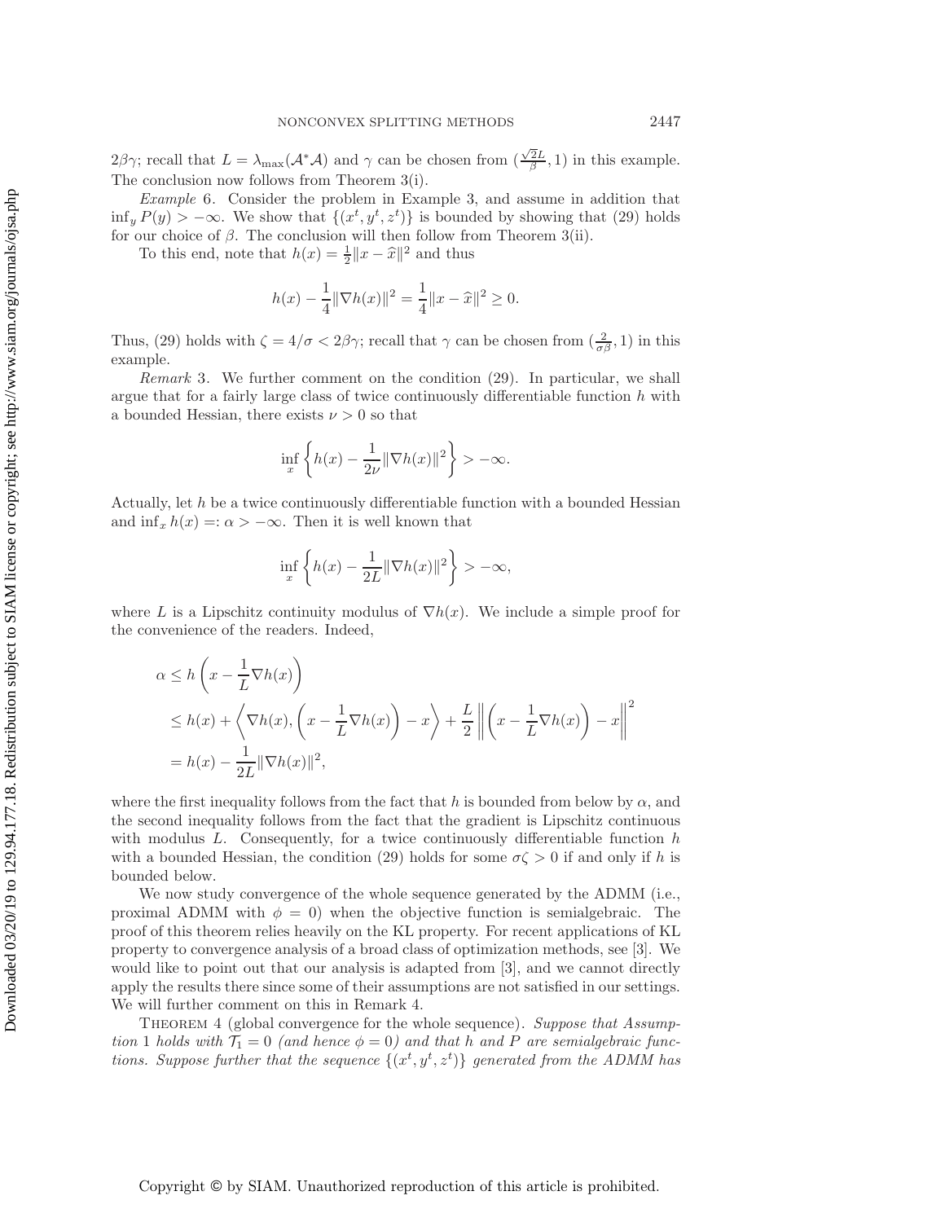$2\beta\gamma$; recall that $L = \lambda_{\max}(\mathcal{A}^*\mathcal{A})$ and $\gamma$ can be chosen from $(\frac{\sqrt{2}L}{\beta}, 1)$ in this example. The conclusion now follows from Theorem 3(i).

*Example* 6. Consider the problem in Example 3, and assume in addition that $\inf_y P(y) > -\infty$. We show that $\{(x^t, y^t, z^t)\}$ is bounded by showing that (29) holds for our choice of $\beta$. The conclusion will then follow from Theorem 3(ii).

To this end, note that $h(x) = \frac{1}{2}\|x - \widehat{x}\|^2$ and thus

$$h(x) - \frac{1}{4}\|\nabla h(x)\|^2 = \frac{1}{4}\|x - \widehat{x}\|^2 \geq 0.$$

Thus, (29) holds with $\zeta = 4/\sigma < 2\beta\gamma$; recall that $\gamma$ can be chosen from $(\frac{2}{\sigma\beta}, 1)$ in this example.

*Remark* 3. We further comment on the condition (29). In particular, we shall argue that for a fairly large class of twice continuously differentiable function $h$ with a bounded Hessian, there exists $\nu > 0$ so that

$$\inf_x \left\{ h(x) - \frac{1}{2\nu}\|\nabla h(x)\|^2 \right\} > -\infty.$$

Actually, let $h$ be a twice continuously differentiable function with a bounded Hessian and $\inf_x h(x) =: \alpha > -\infty$. Then it is well known that

$$\inf_x \left\{ h(x) - \frac{1}{2L}\|\nabla h(x)\|^2 \right\} > -\infty,$$

where $L$ is a Lipschitz continuity modulus of $\nabla h(x)$. We include a simple proof for the convenience of the readers. Indeed,

$$\begin{aligned}
\alpha &\leq h\left(x - \frac{1}{L}\nabla h(x)\right) \\
&\leq h(x) + \left\langle \nabla h(x), \left(x - \frac{1}{L}\nabla h(x)\right) - x \right\rangle + \frac{L}{2}\left\| \left(x - \frac{1}{L}\nabla h(x)\right) - x \right\|^2 \\
&= h(x) - \frac{1}{2L}\|\nabla h(x)\|^2,
\end{aligned}$$

where the first inequality follows from the fact that $h$ is bounded from below by $\alpha$, and the second inequality follows from the fact that the gradient is Lipschitz continuous with modulus $L$. Consequently, for a twice continuously differentiable function $h$ with a bounded Hessian, the condition (29) holds for some $\sigma\zeta > 0$ if and only if $h$ is bounded below.

We now study convergence of the whole sequence generated by the ADMM (i.e., proximal ADMM with $\phi = 0$) when the objective function is semialgebraic. The proof of this theorem relies heavily on the KL property. For recent applications of KL property to convergence analysis of a broad class of optimization methods, see [3]. We would like to point out that our analysis is adapted from [3], and we cannot directly apply the results there since some of their assumptions are not satisfied in our settings. We will further comment on this in Remark 4.

Theorem 4 (global convergence for the whole sequence). *Suppose that Assumption 1 holds with $\mathcal{T}_1 = 0$ (and hence $\phi = 0$) and that $h$ and $P$ are semialgebraic functions. Suppose further that the sequence $\{(x^t, y^t, z^t)\}$ generated from the ADMM has*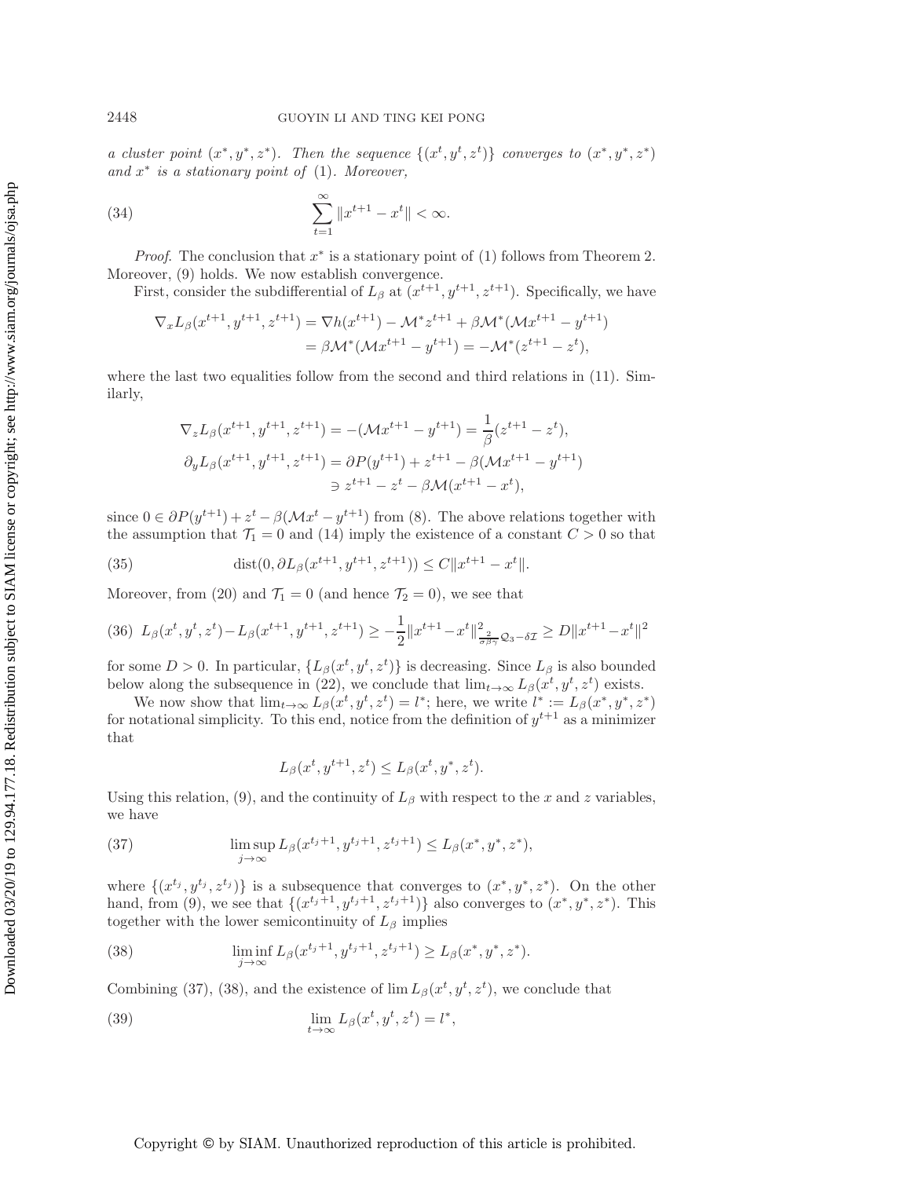*a cluster point* $(x^*, y^*, z^*)$. *Then the sequence* $\{(x^t, y^t, z^t)\}$ *converges to* $(x^*, y^*, z^*)$ *and* $x^*$ *is a stationary point of* (1). *Moreover,*

$$\sum_{t=1}^{\infty} \|x^{t+1} - x^t\| < \infty. \tag{34}$$

*Proof.* The conclusion that $x^*$ is a stationary point of (1) follows from Theorem 2. Moreover, (9) holds. We now establish convergence.

First, consider the subdifferential of $L_\beta$ at $(x^{t+1}, y^{t+1}, z^{t+1})$. Specifically, we have

$$\begin{aligned}
\nabla_x L_\beta(x^{t+1}, y^{t+1}, z^{t+1}) &= \nabla h(x^{t+1}) - \mathcal{M}^* z^{t+1} + \beta \mathcal{M}^*(\mathcal{M}x^{t+1} - y^{t+1}) \\
&= \beta \mathcal{M}^*(\mathcal{M}x^{t+1} - y^{t+1}) = -\mathcal{M}^*(z^{t+1} - z^t),
\end{aligned}$$

where the last two equalities follow from the second and third relations in (11). Similarly,

$$\begin{aligned}
\nabla_z L_\beta(x^{t+1}, y^{t+1}, z^{t+1}) &= -(\mathcal{M}x^{t+1} - y^{t+1}) = \frac{1}{\beta}(z^{t+1} - z^t), \\
\partial_y L_\beta(x^{t+1}, y^{t+1}, z^{t+1}) &= \partial P(y^{t+1}) + z^{t+1} - \beta(\mathcal{M}x^{t+1} - y^{t+1}) \\
&\ni z^{t+1} - z^t - \beta \mathcal{M}(x^{t+1} - x^t),
\end{aligned}$$

since $0 \in \partial P(y^{t+1}) + z^t - \beta(\mathcal{M}x^t - y^{t+1})$ from (8). The above relations together with the assumption that $\mathcal{T}_1 = 0$ and (14) imply the existence of a constant $C > 0$ so that

$$\operatorname{dist}(0, \partial L_\beta(x^{t+1}, y^{t+1}, z^{t+1})) \le C\|x^{t+1} - x^t\|. \tag{35}$$

Moreover, from (20) and $\mathcal{T}_1 = 0$ (and hence $\mathcal{T}_2 = 0$), we see that

$$L_\beta(x^t, y^t, z^t) - L_\beta(x^{t+1}, y^{t+1}, z^{t+1}) \ge -\frac{1}{2}\|x^{t+1} - x^t\|^2_{\frac{2}{\sigma\beta\gamma}\mathcal{Q}_3 - \delta\mathcal{I}} \ge D\|x^{t+1} - x^t\|^2 \tag{36}$$

for some $D > 0$. In particular, $\{L_\beta(x^t, y^t, z^t)\}$ is decreasing. Since $L_\beta$ is also bounded below along the subsequence in (22), we conclude that $\lim_{t\to\infty} L_\beta(x^t, y^t, z^t)$ exists.

We now show that $\lim_{t\to\infty} L_\beta(x^t, y^t, z^t) = l^*$; here, we write $l^* := L_\beta(x^*, y^*, z^*)$ for notational simplicity. To this end, notice from the definition of $y^{t+1}$ as a minimizer that

$$L_\beta(x^t, y^{t+1}, z^t) \le L_\beta(x^t, y^*, z^t).$$

Using this relation, (9), and the continuity of $L_\beta$ with respect to the $x$ and $z$ variables, we have

$$\limsup_{j\to\infty} L_\beta(x^{t_j+1}, y^{t_j+1}, z^{t_j+1}) \le L_\beta(x^*, y^*, z^*), \tag{37}$$

where $\{(x^{t_j}, y^{t_j}, z^{t_j})\}$ is a subsequence that converges to $(x^*, y^*, z^*)$. On the other hand, from (9), we see that $\{(x^{t_j+1}, y^{t_j+1}, z^{t_j+1})\}$ also converges to $(x^*, y^*, z^*)$. This together with the lower semicontinuity of $L_\beta$ implies

$$\liminf_{j\to\infty} L_\beta(x^{t_j+1}, y^{t_j+1}, z^{t_j+1}) \ge L_\beta(x^*, y^*, z^*). \tag{38}$$

Combining (37), (38), and the existence of $\lim L_\beta(x^t, y^t, z^t)$, we conclude that

$$\lim_{t\to\infty} L_\beta(x^t, y^t, z^t) = l^*, \tag{39}$$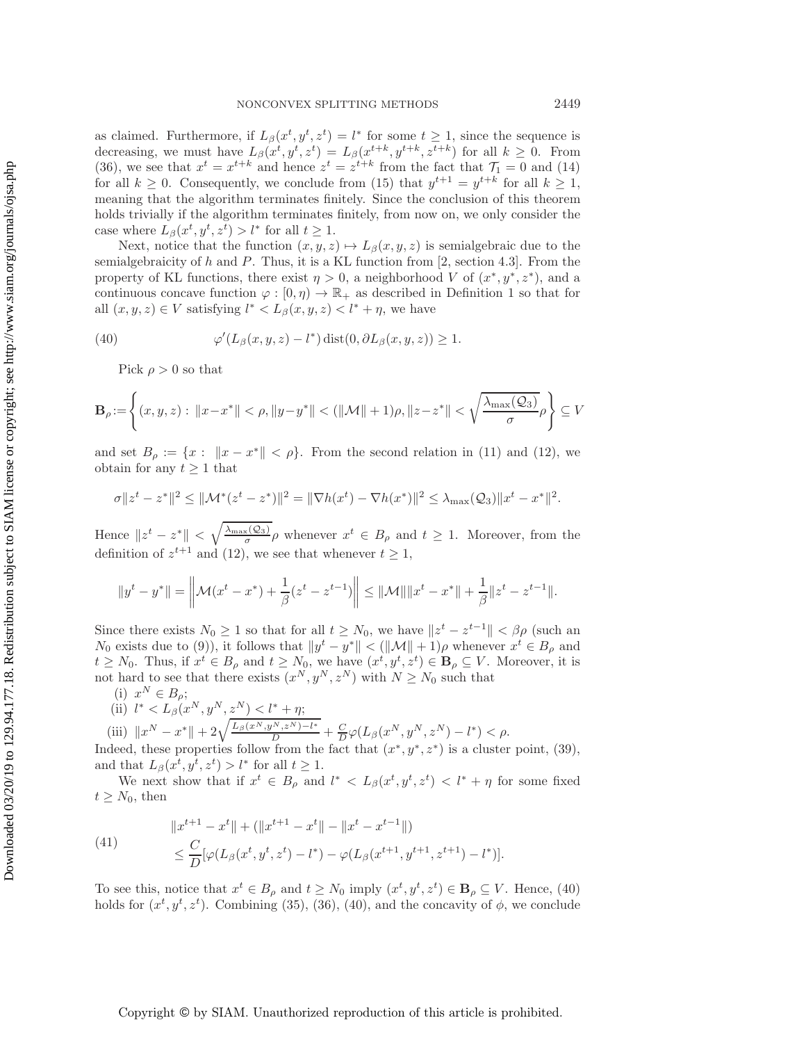as claimed. Furthermore, if $L_\beta(x^t, y^t, z^t) = l^*$ for some $t \geq 1$, since the sequence is decreasing, we must have $L_\beta(x^t, y^t, z^t) = L_\beta(x^{t+k}, y^{t+k}, z^{t+k})$ for all $k \geq 0$. From (36), we see that $x^t = x^{t+k}$ and hence $z^t = z^{t+k}$ from the fact that $\mathcal{T}_1 = 0$ and (14) for all $k \geq 0$. Consequently, we conclude from (15) that $y^{t+1} = y^{t+k}$ for all $k \geq 1$, meaning that the algorithm terminates finitely. Since the conclusion of this theorem holds trivially if the algorithm terminates finitely, from now on, we only consider the case where $L_\beta(x^t, y^t, z^t) > l^*$ for all $t \geq 1$.

Next, notice that the function $(x, y, z) \mapsto L_\beta(x, y, z)$ is semialgebraic due to the semialgebraicity of $h$ and $P$. Thus, it is a KL function from [2, section 4.3]. From the property of KL functions, there exist $\eta > 0$, a neighborhood $V$ of $(x^*, y^*, z^*)$, and a continuous concave function $\varphi : [0, \eta) \to \mathbb{R}_+$ as described in Definition 1 so that for all $(x, y, z) \in V$ satisfying $l^* < L_\beta(x, y, z) < l^* + \eta$, we have

$$\varphi'(L_\beta(x, y, z) - l^*)\,\mathrm{dist}(0, \partial L_\beta(x, y, z)) \geq 1. \tag{40}$$

Pick $\rho > 0$ so that

$$\mathbf{B}_\rho := \left\{(x, y, z) : \|x - x^*\| < \rho, \|y - y^*\| < (\|\mathcal{M}\| + 1)\rho, \|z - z^*\| < \sqrt{\frac{\lambda_{\max}(\mathcal{Q}_3)}{\sigma}}\rho\right\} \subseteq V$$

and set $B_\rho := \{x : \ \|x - x^*\| < \rho\}$. From the second relation in (11) and (12), we obtain for any $t \geq 1$ that

$$\sigma\|z^t - z^*\|^2 \leq \|\mathcal{M}^*(z^t - z^*)\|^2 = \|\nabla h(x^t) - \nabla h(x^*)\|^2 \leq \lambda_{\max}(\mathcal{Q}_3)\|x^t - x^*\|^2.$$

Hence $\|z^t - z^*\| < \sqrt{\frac{\lambda_{\max}(\mathcal{Q}_3)}{\sigma}}\rho$ whenever $x^t \in B_\rho$ and $t \geq 1$. Moreover, from the definition of $z^{t+1}$ and (12), we see that whenever $t \geq 1$,

$$\|y^t - y^*\| = \left\|\mathcal{M}(x^t - x^*) + \frac{1}{\beta}(z^t - z^{t-1})\right\| \leq \|\mathcal{M}\|\|x^t - x^*\| + \frac{1}{\beta}\|z^t - z^{t-1}\|.$$

Since there exists $N_0 \geq 1$ so that for all $t \geq N_0$, we have $\|z^t - z^{t-1}\| < \beta\rho$ (such an $N_0$ exists due to (9)), it follows that $\|y^t - y^*\| < (\|\mathcal{M}\| + 1)\rho$ whenever $x^t \in B_\rho$ and $t \geq N_0$. Thus, if $x^t \in B_\rho$ and $t \geq N_0$, we have $(x^t, y^t, z^t) \in \mathbf{B}_\rho \subseteq V$. Moreover, it is not hard to see that there exists $(x^N, y^N, z^N)$ with $N \geq N_0$ such that

(i) $x^N \in B_\rho$;
(ii) $l^* < L_\beta(x^N, y^N, z^N) < l^* + \eta$;
(iii) $\|x^N - x^*\| + 2\sqrt{\frac{L_\beta(x^N, y^N, z^N) - l^*}{D}} + \frac{C}{D}\varphi(L_\beta(x^N, y^N, z^N) - l^*) < \rho$.

Indeed, these properties follow from the fact that $(x^*, y^*, z^*)$ is a cluster point, (39), and that $L_\beta(x^t, y^t, z^t) > l^*$ for all $t \geq 1$.

We next show that if $x^t \in B_\rho$ and $l^* < L_\beta(x^t, y^t, z^t) < l^* + \eta$ for some fixed $t \geq N_0$, then

$$\begin{aligned} &\|x^{t+1} - x^t\| + (\|x^{t+1} - x^t\| - \|x^t - x^{t-1}\|) \\ &\leq \frac{C}{D}[\varphi(L_\beta(x^t, y^t, z^t) - l^*) - \varphi(L_\beta(x^{t+1}, y^{t+1}, z^{t+1}) - l^*)]. \end{aligned} \tag{41}$$

To see this, notice that $x^t \in B_\rho$ and $t \geq N_0$ imply $(x^t, y^t, z^t) \in \mathbf{B}_\rho \subseteq V$. Hence, (40) holds for $(x^t, y^t, z^t)$. Combining (35), (36), (40), and the concavity of $\phi$, we conclude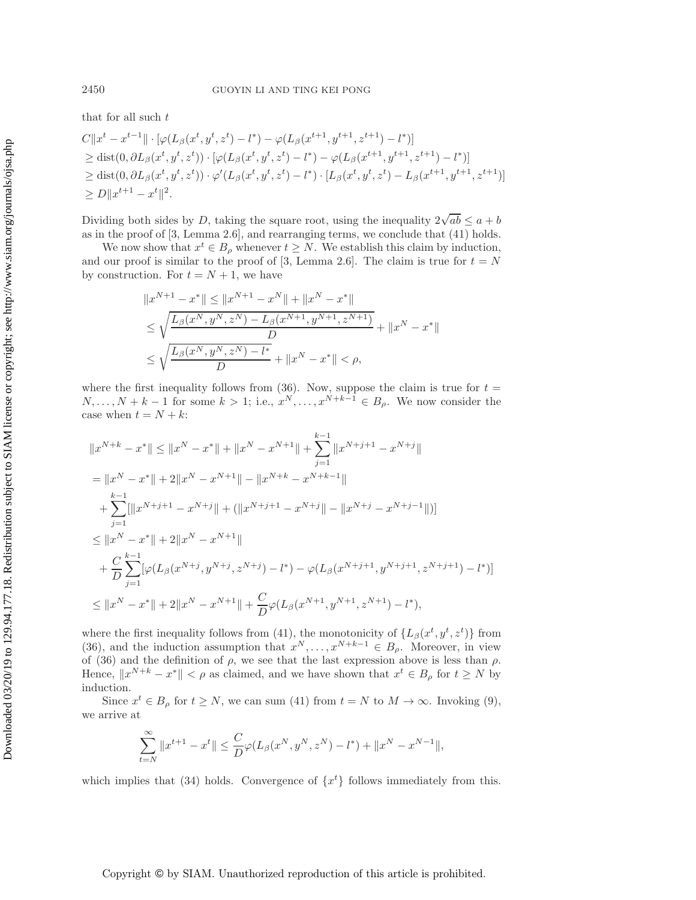that for all such $t$

$$
\begin{aligned}
&C\|x^t - x^{t-1}\| \cdot [\varphi(L_\beta(x^t, y^t, z^t) - l^*) - \varphi(L_\beta(x^{t+1}, y^{t+1}, z^{t+1}) - l^*)] \\
&\geq \operatorname{dist}(0, \partial L_\beta(x^t, y^t, z^t)) \cdot [\varphi(L_\beta(x^t, y^t, z^t) - l^*) - \varphi(L_\beta(x^{t+1}, y^{t+1}, z^{t+1}) - l^*)] \\
&\geq \operatorname{dist}(0, \partial L_\beta(x^t, y^t, z^t)) \cdot \varphi'(L_\beta(x^t, y^t, z^t) - l^*) \cdot [L_\beta(x^t, y^t, z^t) - L_\beta(x^{t+1}, y^{t+1}, z^{t+1})] \\
&\geq D\|x^{t+1} - x^t\|^2.
\end{aligned}
$$

Dividing both sides by $D$, taking the square root, using the inequality $2\sqrt{ab} \leq a + b$ as in the proof of [3, Lemma 2.6], and rearranging terms, we conclude that (41) holds.

We now show that $x^t \in B_\rho$ whenever $t \geq N$. We establish this claim by induction, and our proof is similar to the proof of [3, Lemma 2.6]. The claim is true for $t = N$ by construction. For $t = N + 1$, we have

$$
\begin{aligned}
\|x^{N+1} - x^*\| &\leq \|x^{N+1} - x^N\| + \|x^N - x^*\| \\
&\leq \sqrt{\frac{L_\beta(x^N, y^N, z^N) - L_\beta(x^{N+1}, y^{N+1}, z^{N+1})}{D}} + \|x^N - x^*\| \\
&\leq \sqrt{\frac{L_\beta(x^N, y^N, z^N) - l^*}{D}} + \|x^N - x^*\| < \rho,
\end{aligned}
$$

where the first inequality follows from (36). Now, suppose the claim is true for $t = N, \ldots, N + k - 1$ for some $k > 1$; i.e., $x^N, \ldots, x^{N+k-1} \in B_\rho$. We now consider the case when $t = N + k$:

$$
\begin{aligned}
&\|x^{N+k} - x^*\| \leq \|x^N - x^*\| + \|x^N - x^{N+1}\| + \sum_{j=1}^{k-1} \|x^{N+j+1} - x^{N+j}\| \\
&= \|x^N - x^*\| + 2\|x^N - x^{N+1}\| - \|x^{N+k} - x^{N+k-1}\| \\
&\quad + \sum_{j=1}^{k-1} [\|x^{N+j+1} - x^{N+j}\| + (\|x^{N+j+1} - x^{N+j}\| - \|x^{N+j} - x^{N+j-1}\|)] \\
&\leq \|x^N - x^*\| + 2\|x^N - x^{N+1}\| \\
&\quad + \frac{C}{D} \sum_{j=1}^{k-1} [\varphi(L_\beta(x^{N+j}, y^{N+j}, z^{N+j}) - l^*) - \varphi(L_\beta(x^{N+j+1}, y^{N+j+1}, z^{N+j+1}) - l^*)] \\
&\leq \|x^N - x^*\| + 2\|x^N - x^{N+1}\| + \frac{C}{D}\varphi(L_\beta(x^{N+1}, y^{N+1}, z^{N+1}) - l^*),
\end{aligned}
$$

where the first inequality follows from (41), the monotonicity of $\{L_\beta(x^t, y^t, z^t)\}$ from (36), and the induction assumption that $x^N, \ldots, x^{N+k-1} \in B_\rho$. Moreover, in view of (36) and the definition of $\rho$, we see that the last expression above is less than $\rho$. Hence, $\|x^{N+k} - x^*\| < \rho$ as claimed, and we have shown that $x^t \in B_\rho$ for $t \geq N$ by induction.

Since $x^t \in B_\rho$ for $t \geq N$, we can sum (41) from $t = N$ to $M \to \infty$. Invoking (9), we arrive at

$$
\sum_{t=N}^{\infty} \|x^{t+1} - x^t\| \leq \frac{C}{D}\varphi(L_\beta(x^N, y^N, z^N) - l^*) + \|x^N - x^{N-1}\|,
$$

which implies that (34) holds. Convergence of $\{x^t\}$ follows immediately from this.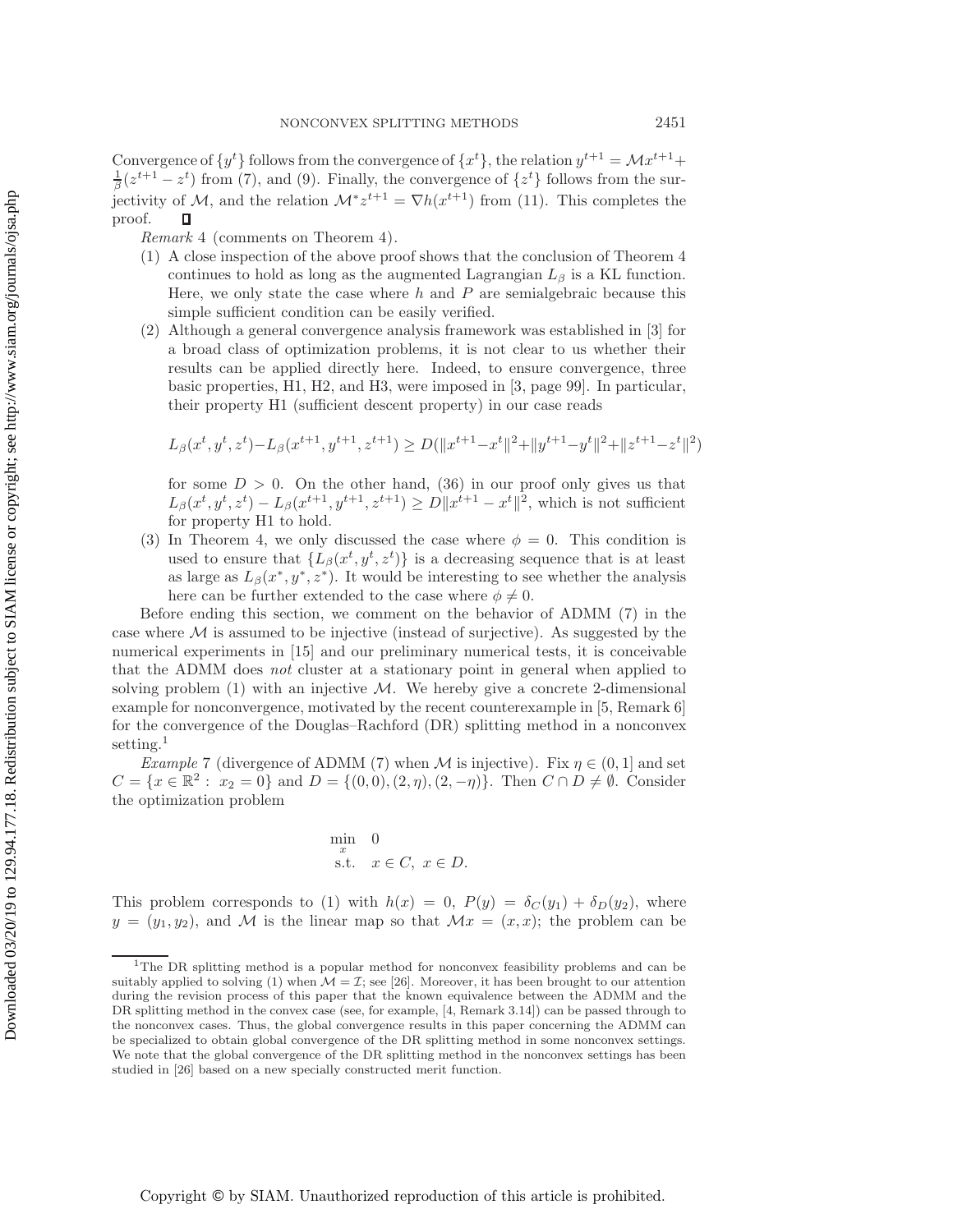Convergence of $\{y^t\}$ follows from the convergence of $\{x^t\}$, the relation $y^{t+1} = \mathcal{M}x^{t+1} + \frac{1}{\beta}(z^{t+1} - z^t)$ from (7), and (9). Finally, the convergence of $\{z^t\}$ follows from the surjectivity of $\mathcal{M}$, and the relation $\mathcal{M}^* z^{t+1} = \nabla h(x^{t+1})$ from (11). This completes the proof. ∎

*Remark* 4 (comments on Theorem 4).

(1) A close inspection of the above proof shows that the conclusion of Theorem 4 continues to hold as long as the augmented Lagrangian $L_\beta$ is a KL function. Here, we only state the case where $h$ and $P$ are semialgebraic because this simple sufficient condition can be easily verified.

(2) Although a general convergence analysis framework was established in [3] for a broad class of optimization problems, it is not clear to us whether their results can be applied directly here. Indeed, to ensure convergence, three basic properties, H1, H2, and H3, were imposed in [3, page 99]. In particular, their property H1 (sufficient descent property) in our case reads

$$L_\beta(x^t, y^t, z^t) - L_\beta(x^{t+1}, y^{t+1}, z^{t+1}) \geq D(\|x^{t+1} - x^t\|^2 + \|y^{t+1} - y^t\|^2 + \|z^{t+1} - z^t\|^2)$$

for some $D > 0$. On the other hand, (36) in our proof only gives us that $L_\beta(x^t, y^t, z^t) - L_\beta(x^{t+1}, y^{t+1}, z^{t+1}) \geq D\|x^{t+1} - x^t\|^2$, which is not sufficient for property H1 to hold.

(3) In Theorem 4, we only discussed the case where $\phi = 0$. This condition is used to ensure that $\{L_\beta(x^t, y^t, z^t)\}$ is a decreasing sequence that is at least as large as $L_\beta(x^*, y^*, z^*)$. It would be interesting to see whether the analysis here can be further extended to the case where $\phi \neq 0$.

Before ending this section, we comment on the behavior of ADMM (7) in the case where $\mathcal{M}$ is assumed to be injective (instead of surjective). As suggested by the numerical experiments in [15] and our preliminary numerical tests, it is conceivable that the ADMM does *not* cluster at a stationary point in general when applied to solving problem (1) with an injective $\mathcal{M}$. We hereby give a concrete 2-dimensional example for nonconvergence, motivated by the recent counterexample in [5, Remark 6] for the convergence of the Douglas–Rachford (DR) splitting method in a nonconvex setting.[1]

*Example* 7 (divergence of ADMM (7) when $\mathcal{M}$ is injective). Fix $\eta \in (0, 1]$ and set $C = \{x \in \mathbb{R}^2 : \ x_2 = 0\}$ and $D = \{(0, 0), (2, \eta), (2, -\eta)\}$. Then $C \cap D \neq \emptyset$. Consider the optimization problem

$$\begin{array}{ll} \min\limits_{x} & 0 \\ \text{s.t.} & x \in C, \ x \in D. \end{array}$$

This problem corresponds to (1) with $h(x) = 0$, $P(y) = \delta_C(y_1) + \delta_D(y_2)$, where $y = (y_1, y_2)$, and $\mathcal{M}$ is the linear map so that $\mathcal{M}x = (x, x)$; the problem can be

---

[1] The DR splitting method is a popular method for nonconvex feasibility problems and can be suitably applied to solving (1) when $\mathcal{M} = \mathcal{I}$; see [26]. Moreover, it has been brought to our attention during the revision process of this paper that the known equivalence between the ADMM and the DR splitting method in the convex case (see, for example, [4, Remark 3.14]) can be passed through to the nonconvex cases. Thus, the global convergence results in this paper concerning the ADMM can be specialized to obtain global convergence of the DR splitting method in some nonconvex settings. We note that the global convergence of the DR splitting method in the nonconvex settings has been studied in [26] based on a new specially constructed merit function.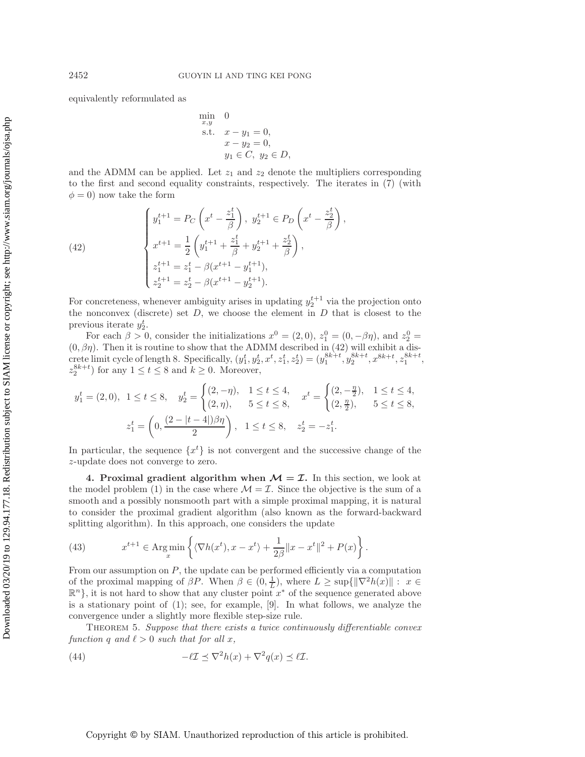equivalently reformulated as

$$
\begin{array}{ll}
\min\limits_{x,y} & 0 \\
\text{s.t.} & x - y_1 = 0, \\
& x - y_2 = 0, \\
& y_1 \in C, \ y_2 \in D,
\end{array}
$$

and the ADMM can be applied. Let $z_1$ and $z_2$ denote the multipliers corresponding to the first and second equality constraints, respectively. The iterates in (7) (with $\phi = 0$) now take the form

$$
\left\{
\begin{array}{l}
y_1^{t+1} = P_C\left(x^t - \dfrac{z_1^t}{\beta}\right), \ y_2^{t+1} \in P_D\left(x^t - \dfrac{z_2^t}{\beta}\right), \\
x^{t+1} = \dfrac{1}{2}\left(y_1^{t+1} + \dfrac{z_1^t}{\beta} + y_2^{t+1} + \dfrac{z_2^t}{\beta}\right), \\
z_1^{t+1} = z_1^t - \beta(x^{t+1} - y_1^{t+1}), \\
z_2^{t+1} = z_2^t - \beta(x^{t+1} - y_2^{t+1}).
\end{array}
\right. \tag{42}
$$

For concreteness, whenever ambiguity arises in updating $y_2^{t+1}$ via the projection onto the nonconvex (discrete) set $D$, we choose the element in $D$ that is closest to the previous iterate $y_2^t$.

For each $\beta > 0$, consider the initializations $x^0 = (2,0)$, $z_1^0 = (0, -\beta\eta)$, and $z_2^0 = (0, \beta\eta)$. Then it is routine to show that the ADMM described in (42) will exhibit a discrete limit cycle of length 8. Specifically, $(y_1^t, y_2^t, x^t, z_1^t, z_2^t) = (y_1^{8k+t}, y_2^{8k+t}, x^{8k+t}, z_1^{8k+t}, z_2^{8k+t})$ for any $1 \le t \le 8$ and $k \ge 0$. Moreover,

$$
y_1^t = (2,0), \ \ 1 \le t \le 8, \quad y_2^t = \begin{cases} (2, -\eta), & 1 \le t \le 4, \\ (2, \eta), & 5 \le t \le 8, \end{cases} \quad x^t = \begin{cases} (2, -\frac{\eta}{2}), & 1 \le t \le 4, \\ (2, \frac{\eta}{2}), & 5 \le t \le 8, \end{cases}
$$

$$
z_1^t = \left(0, \frac{(2 - |t-4|)\beta\eta}{2}\right), \ \ 1 \le t \le 8, \quad z_2^t = -z_1^t.
$$

In particular, the sequence $\{x^t\}$ is not convergent and the successive change of the $z$-update does not converge to zero.

## 4. Proximal gradient algorithm when $\mathcal{M} = \mathcal{I}$.

In this section, we look at the model problem (1) in the case where $\mathcal{M} = \mathcal{I}$. Since the objective is the sum of a smooth and a possibly nonsmooth part with a simple proximal mapping, it is natural to consider the proximal gradient algorithm (also known as the forward-backward splitting algorithm). In this approach, one considers the update

$$
x^{t+1} \in \operatorname*{Arg\,min}_x \left\{ \langle \nabla h(x^t), x - x^t \rangle + \frac{1}{2\beta}\|x - x^t\|^2 + P(x) \right\}. \tag{43}
$$

From our assumption on $P$, the update can be performed efficiently via a computation of the proximal mapping of $\beta P$. When $\beta \in (0, \frac{1}{L})$, where $L \ge \sup\{\|\nabla^2 h(x)\| : \ x \in \mathbb{R}^n\}$, it is not hard to show that any cluster point $x^*$ of the sequence generated above is a stationary point of (1); see, for example, [9]. In what follows, we analyze the convergence under a slightly more flexible step-size rule.

Theorem 5. *Suppose that there exists a twice continuously differentiable convex function $q$ and $\ell > 0$ such that for all $x$,*

$$
-\ell\mathcal{I} \preceq \nabla^2 h(x) + \nabla^2 q(x) \preceq \ell\mathcal{I}. \tag{44}
$$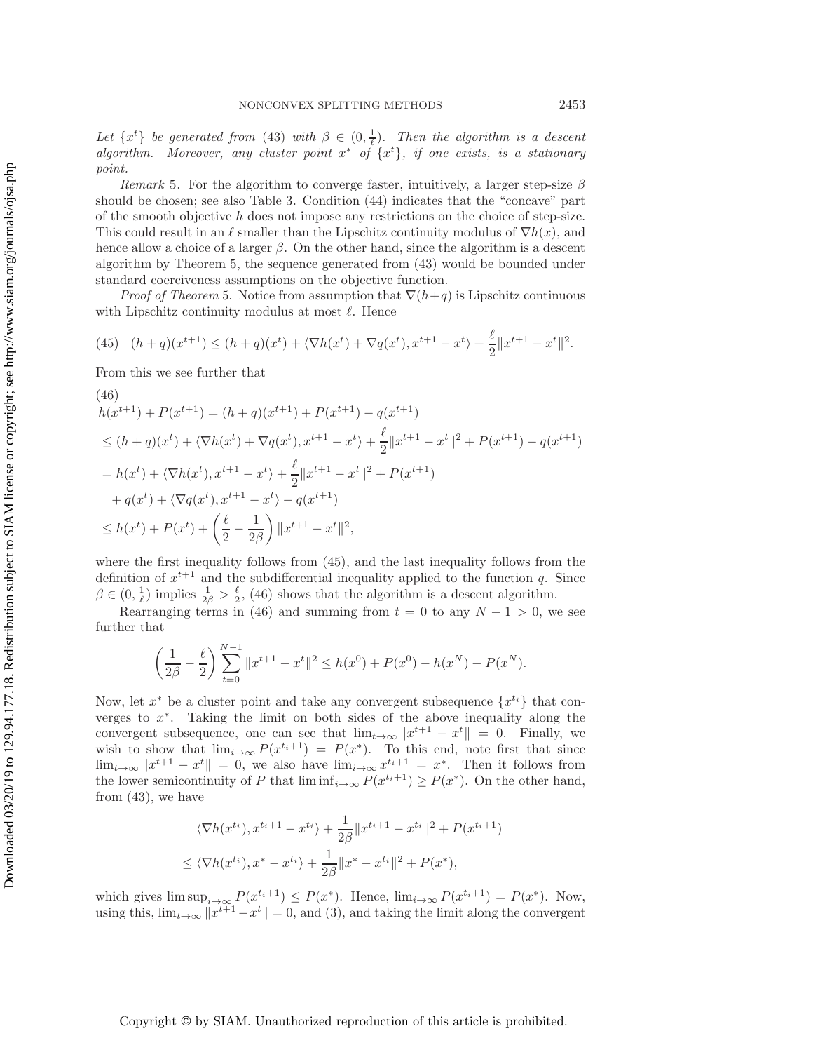*Let $\{x^t\}$ be generated from (43) with $\beta \in (0, \frac{1}{\ell})$. Then the algorithm is a descent algorithm. Moreover, any cluster point $x^*$ of $\{x^t\}$, if one exists, is a stationary point.*

*Remark* 5. For the algorithm to converge faster, intuitively, a larger step-size $\beta$ should be chosen; see also Table 3. Condition (44) indicates that the "concave" part of the smooth objective $h$ does not impose any restrictions on the choice of step-size. This could result in an $\ell$ smaller than the Lipschitz continuity modulus of $\nabla h(x)$, and hence allow a choice of a larger $\beta$. On the other hand, since the algorithm is a descent algorithm by Theorem 5, the sequence generated from (43) would be bounded under standard coerciveness assumptions on the objective function.

*Proof of Theorem* 5. Notice from assumption that $\nabla(h+q)$ is Lipschitz continuous with Lipschitz continuity modulus at most $\ell$. Hence

$$
(h+q)(x^{t+1}) \leq (h+q)(x^t) + \langle \nabla h(x^t) + \nabla q(x^t), x^{t+1} - x^t \rangle + \frac{\ell}{2}\|x^{t+1} - x^t\|^2. \tag{45}
$$

From this we see further that

$$
\begin{aligned}
&h(x^{t+1}) + P(x^{t+1}) = (h+q)(x^{t+1}) + P(x^{t+1}) - q(x^{t+1}) \\
&\leq (h+q)(x^t) + \langle \nabla h(x^t) + \nabla q(x^t), x^{t+1} - x^t \rangle + \frac{\ell}{2}\|x^{t+1} - x^t\|^2 + P(x^{t+1}) - q(x^{t+1}) \\
&= h(x^t) + \langle \nabla h(x^t), x^{t+1} - x^t \rangle + \frac{\ell}{2}\|x^{t+1} - x^t\|^2 + P(x^{t+1}) \\
&\quad + q(x^t) + \langle \nabla q(x^t), x^{t+1} - x^t \rangle - q(x^{t+1}) \\
&\leq h(x^t) + P(x^t) + \left(\frac{\ell}{2} - \frac{1}{2\beta}\right)\|x^{t+1} - x^t\|^2,
\end{aligned} \tag{46}
$$

where the first inequality follows from (45), and the last inequality follows from the definition of $x^{t+1}$ and the subdifferential inequality applied to the function $q$. Since $\beta \in (0, \frac{1}{\ell})$ implies $\frac{1}{2\beta} > \frac{\ell}{2}$, (46) shows that the algorithm is a descent algorithm.

Rearranging terms in (46) and summing from $t = 0$ to any $N - 1 > 0$, we see further that

$$
\left(\frac{1}{2\beta} - \frac{\ell}{2}\right) \sum_{t=0}^{N-1} \|x^{t+1} - x^t\|^2 \leq h(x^0) + P(x^0) - h(x^N) - P(x^N).
$$

Now, let $x^*$ be a cluster point and take any convergent subsequence $\{x^{t_i}\}$ that converges to $x^*$. Taking the limit on both sides of the above inequality along the convergent subsequence, one can see that $\lim_{t\to\infty} \|x^{t+1} - x^t\| = 0$. Finally, we wish to show that $\lim_{i\to\infty} P(x^{t_i+1}) = P(x^*)$. To this end, note first that since $\lim_{t\to\infty} \|x^{t+1} - x^t\| = 0$, we also have $\lim_{i\to\infty} x^{t_i+1} = x^*$. Then it follows from the lower semicontinuity of $P$ that $\liminf_{i\to\infty} P(x^{t_i+1}) \geq P(x^*)$. On the other hand, from (43), we have

$$
\begin{aligned}
&\langle \nabla h(x^{t_i}), x^{t_i+1} - x^{t_i} \rangle + \frac{1}{2\beta}\|x^{t_i+1} - x^{t_i}\|^2 + P(x^{t_i+1}) \\
&\leq \langle \nabla h(x^{t_i}), x^* - x^{t_i} \rangle + \frac{1}{2\beta}\|x^* - x^{t_i}\|^2 + P(x^*),
\end{aligned}
$$

which gives $\limsup_{i\to\infty} P(x^{t_i+1}) \leq P(x^*)$. Hence, $\lim_{i\to\infty} P(x^{t_i+1}) = P(x^*)$. Now, using this, $\lim_{t\to\infty} \|x^{t+1} - x^t\| = 0$, and (3), and taking the limit along the convergent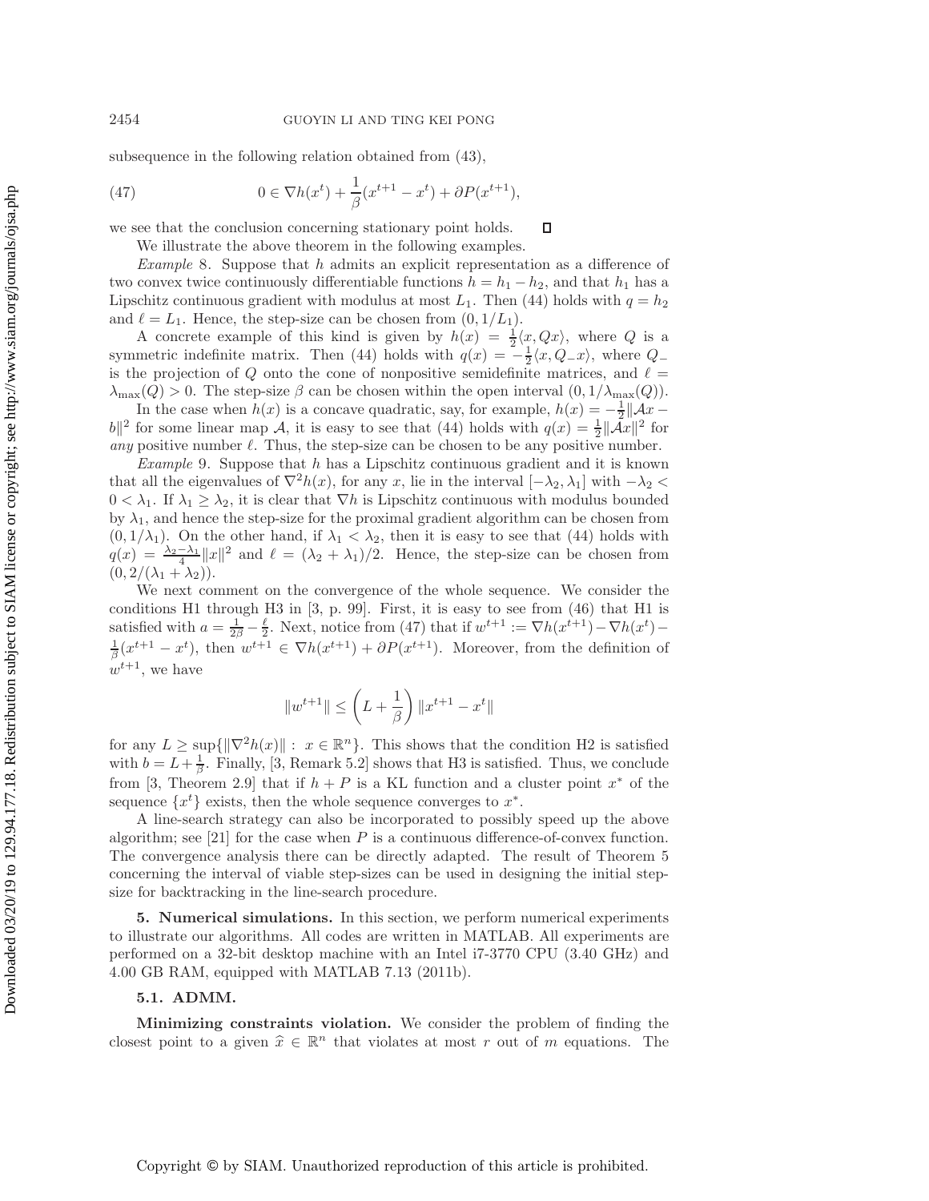subsequence in the following relation obtained from (43),

$$0 \in \nabla h(x^t) + \frac{1}{\beta}(x^{t+1} - x^t) + \partial P(x^{t+1}), \tag{47}$$

we see that the conclusion concerning stationary point holds. $\square$

We illustrate the above theorem in the following examples.

*Example* 8. Suppose that $h$ admits an explicit representation as a difference of two convex twice continuously differentiable functions $h = h_1 - h_2$, and that $h_1$ has a Lipschitz continuous gradient with modulus at most $L_1$. Then (44) holds with $q = h_2$ and $\ell = L_1$. Hence, the step-size can be chosen from $(0, 1/L_1)$.

A concrete example of this kind is given by $h(x) = \frac{1}{2}\langle x, Qx\rangle$, where $Q$ is a symmetric indefinite matrix. Then (44) holds with $q(x) = -\frac{1}{2}\langle x, Q_- x\rangle$, where $Q_-$ is the projection of $Q$ onto the cone of nonpositive semidefinite matrices, and $\ell = \lambda_{\max}(Q) > 0$. The step-size $\beta$ can be chosen within the open interval $(0, 1/\lambda_{\max}(Q))$.

In the case when $h(x)$ is a concave quadratic, say, for example, $h(x) = -\frac{1}{2}\|\mathcal{A}x - b\|^2$ for some linear map $\mathcal{A}$, it is easy to see that (44) holds with $q(x) = \frac{1}{2}\|\mathcal{A}x\|^2$ for *any* positive number $\ell$. Thus, the step-size can be chosen to be any positive number.

*Example* 9. Suppose that $h$ has a Lipschitz continuous gradient and it is known that all the eigenvalues of $\nabla^2 h(x)$, for any $x$, lie in the interval $[-\lambda_2, \lambda_1]$ with $-\lambda_2 < 0 < \lambda_1$. If $\lambda_1 \geq \lambda_2$, it is clear that $\nabla h$ is Lipschitz continuous with modulus bounded by $\lambda_1$, and hence the step-size for the proximal gradient algorithm can be chosen from $(0, 1/\lambda_1)$. On the other hand, if $\lambda_1 < \lambda_2$, then it is easy to see that (44) holds with $q(x) = \frac{\lambda_2 - \lambda_1}{4}\|x\|^2$ and $\ell = (\lambda_2 + \lambda_1)/2$. Hence, the step-size can be chosen from $(0, 2/(\lambda_1 + \lambda_2))$.

We next comment on the convergence of the whole sequence. We consider the conditions H1 through H3 in [3, p. 99]. First, it is easy to see from (46) that H1 is satisfied with $a = \frac{1}{2\beta} - \frac{\ell}{2}$. Next, notice from (47) that if $w^{t+1} := \nabla h(x^{t+1}) - \nabla h(x^t) - \frac{1}{\beta}(x^{t+1} - x^t)$, then $w^{t+1} \in \nabla h(x^{t+1}) + \partial P(x^{t+1})$. Moreover, from the definition of $w^{t+1}$, we have

$$\|w^{t+1}\| \leq \left(L + \frac{1}{\beta}\right)\|x^{t+1} - x^t\|$$

for any $L \geq \sup\{\|\nabla^2 h(x)\| : x \in \mathbb{R}^n\}$. This shows that the condition H2 is satisfied with $b = L + \frac{1}{\beta}$. Finally, [3, Remark 5.2] shows that H3 is satisfied. Thus, we conclude from [3, Theorem 2.9] that if $h + P$ is a KL function and a cluster point $x^*$ of the sequence $\{x^t\}$ exists, then the whole sequence converges to $x^*$.

A line-search strategy can also be incorporated to possibly speed up the above algorithm; see [21] for the case when $P$ is a continuous difference-of-convex function. The convergence analysis there can be directly adapted. The result of Theorem 5 concerning the interval of viable step-sizes can be used in designing the initial step-size for backtracking in the line-search procedure.

## 5. Numerical simulations.

In this section, we perform numerical experiments to illustrate our algorithms. All codes are written in MATLAB. All experiments are performed on a 32-bit desktop machine with an Intel i7-3770 CPU (3.40 GHz) and 4.00 GB RAM, equipped with MATLAB 7.13 (2011b).

### 5.1. ADMM.

**Minimizing constraints violation.** We consider the problem of finding the closest point to a given $\widehat{x} \in \mathbb{R}^n$ that violates at most $r$ out of $m$ equations. The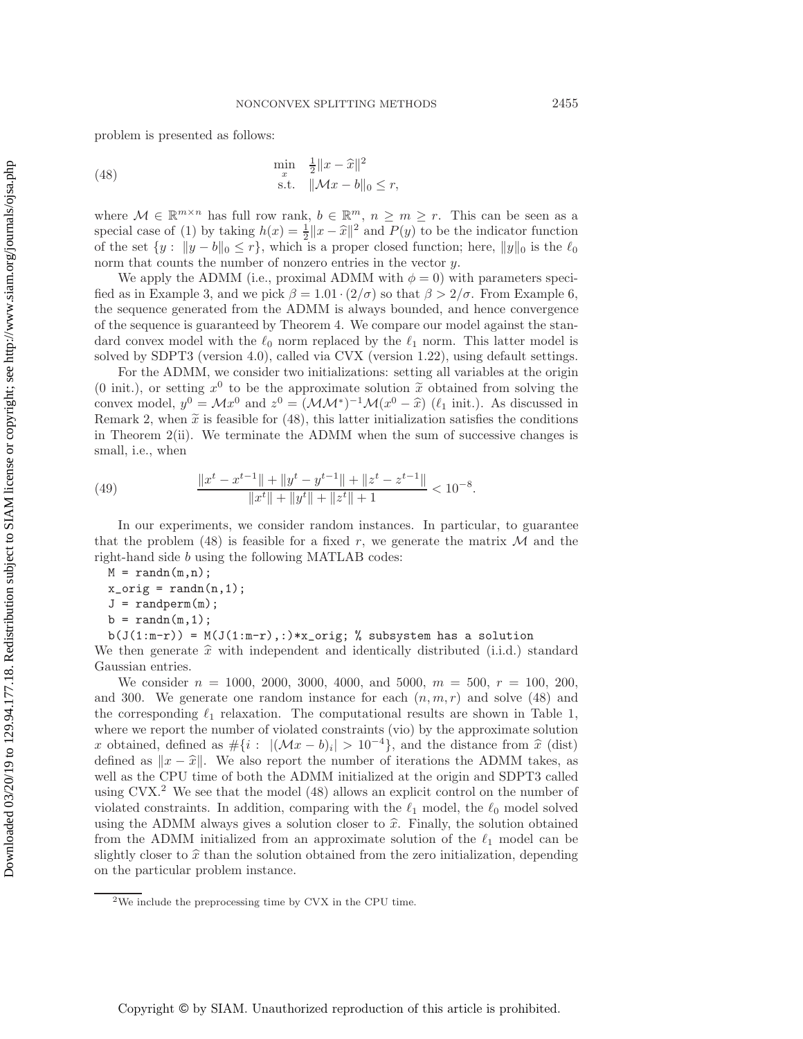problem is presented as follows:

$$
\begin{array}{ll} \min\limits_{x} & \frac{1}{2}\|x - \widehat{x}\|^2 \\ \text{s.t.} & \|\mathcal{M}x - b\|_0 \le r, \end{array} \tag{48}
$$

where $\mathcal{M} \in \mathbb{R}^{m \times n}$ has full row rank, $b \in \mathbb{R}^m$, $n \ge m \ge r$. This can be seen as a special case of (1) by taking $h(x) = \frac{1}{2}\|x - \widehat{x}\|^2$ and $P(y)$ to be the indicator function of the set $\{y : \|y - b\|_0 \le r\}$, which is a proper closed function; here, $\|y\|_0$ is the $\ell_0$ norm that counts the number of nonzero entries in the vector $y$.

We apply the ADMM (i.e., proximal ADMM with $\phi = 0$) with parameters specified as in Example 3, and we pick $\beta = 1.01 \cdot (2/\sigma)$ so that $\beta > 2/\sigma$. From Example 6, the sequence generated from the ADMM is always bounded, and hence convergence of the sequence is guaranteed by Theorem 4. We compare our model against the standard convex model with the $\ell_0$ norm replaced by the $\ell_1$ norm. This latter model is solved by SDPT3 (version 4.0), called via CVX (version 1.22), using default settings.

For the ADMM, we consider two initializations: setting all variables at the origin (0 init.), or setting $x^0$ to be the approximate solution $\widetilde{x}$ obtained from solving the convex model, $y^0 = \mathcal{M}x^0$ and $z^0 = (\mathcal{M}\mathcal{M}^*)^{-1}\mathcal{M}(x^0 - \widehat{x})$ ($\ell_1$ init.). As discussed in Remark 2, when $\widetilde{x}$ is feasible for (48), this latter initialization satisfies the conditions in Theorem 2(ii). We terminate the ADMM when the sum of successive changes is small, i.e., when

$$
\frac{\|x^t - x^{t-1}\| + \|y^t - y^{t-1}\| + \|z^t - z^{t-1}\|}{\|x^t\| + \|y^t\| + \|z^t\| + 1} < 10^{-8}. \tag{49}
$$

In our experiments, we consider random instances. In particular, to guarantee that the problem (48) is feasible for a fixed $r$, we generate the matrix $\mathcal{M}$ and the right-hand side $b$ using the following MATLAB codes:

```
M = randn(m,n);
x_orig = randn(n,1);
J = randperm(m);
b = randn(m,1);
b(J(1:m-r)) = M(J(1:m-r),:)*x_orig; % subsystem has a solution
```

We then generate $\widehat{x}$ with independent and identically distributed (i.i.d.) standard Gaussian entries.

We consider $n = 1000$, $2000$, $3000$, $4000$, and $5000$, $m = 500$, $r = 100$, $200$, and $300$. We generate one random instance for each $(n, m, r)$ and solve (48) and the corresponding $\ell_1$ relaxation. The computational results are shown in Table 1, where we report the number of violated constraints (vio) by the approximate solution $x$ obtained, defined as $\#\{i : |(\mathcal{M}x - b)_i| > 10^{-4}\}$, and the distance from $\widehat{x}$ (dist) defined as $\|x - \widehat{x}\|$. We also report the number of iterations the ADMM takes, as well as the CPU time of both the ADMM initialized at the origin and SDPT3 called using CVX.[2] We see that the model (48) allows an explicit control on the number of violated constraints. In addition, comparing with the $\ell_1$ model, the $\ell_0$ model solved using the ADMM always gives a solution closer to $\widehat{x}$. Finally, the solution obtained from the ADMM initialized from an approximate solution of the $\ell_1$ model can be slightly closer to $\widehat{x}$ than the solution obtained from the zero initialization, depending on the particular problem instance.

[2] We include the preprocessing time by CVX in the CPU time.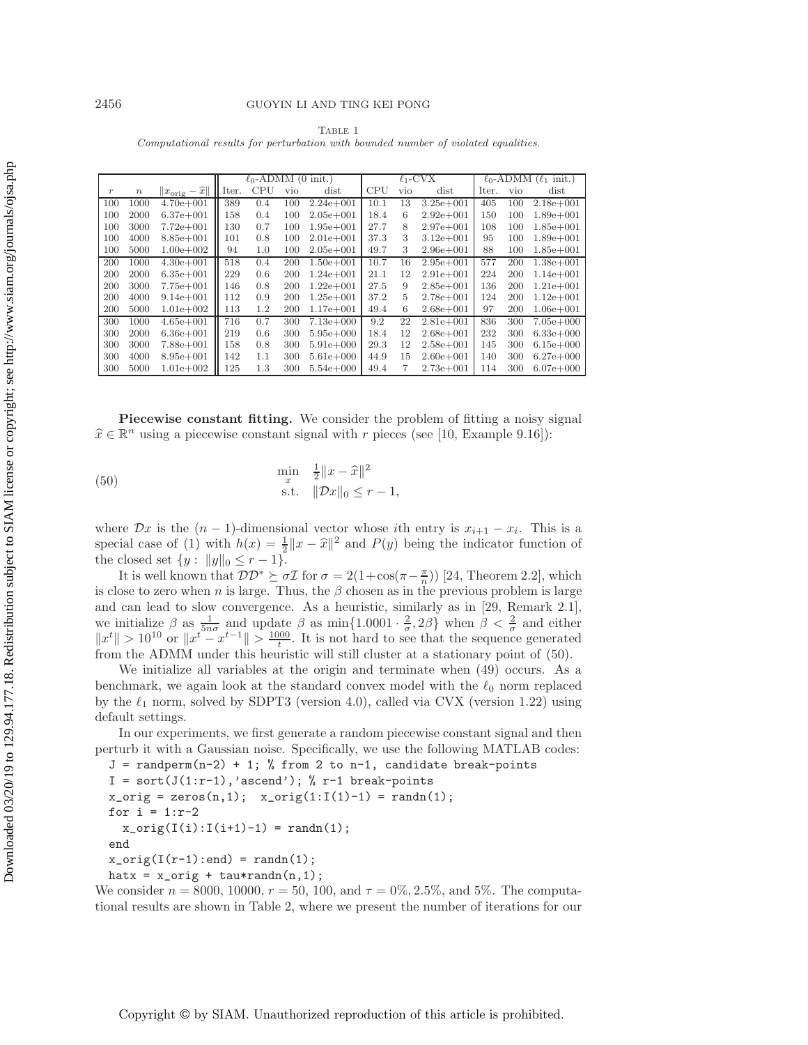Table 1

*Computational results for perturbation with bounded number of violated equalities.*

| | | | $\ell_0$-ADMM (0 init.) | | | | $\ell_1$-CVX | | | $\ell_0$-ADMM ($\ell_1$ init.) | | |
|---|---|---|---|---|---|---|---|---|---|---|---|---|
| $r$ | $n$ | $\|x_{\rm orig} - \widehat{x}\|$ | Iter. | CPU | vio | dist | CPU | vio | dist | Iter. | vio | dist |
| 100 | 1000 | 4.70e+001 | 389 | 0.4 | 100 | 2.24e+001 | 10.1 | 13 | 3.25e+001 | 405 | 100 | 2.18e+001 |
| 100 | 2000 | 6.37e+001 | 158 | 0.4 | 100 | 2.05e+001 | 18.4 | 6 | 2.92e+001 | 150 | 100 | 1.89e+001 |
| 100 | 3000 | 7.72e+001 | 130 | 0.7 | 100 | 1.95e+001 | 27.7 | 8 | 2.97e+001 | 108 | 100 | 1.85e+001 |
| 100 | 4000 | 8.85e+001 | 101 | 0.8 | 100 | 2.01e+001 | 37.3 | 3 | 3.12e+001 | 95 | 100 | 1.89e+001 |
| 100 | 5000 | 1.00e+002 | 94 | 1.0 | 100 | 2.05e+001 | 49.7 | 3 | 2.96e+001 | 88 | 100 | 1.85e+001 |
| 200 | 1000 | 4.30e+001 | 518 | 0.4 | 200 | 1.50e+001 | 10.7 | 16 | 2.95e+001 | 577 | 200 | 1.38e+001 |
| 200 | 2000 | 6.35e+001 | 229 | 0.6 | 200 | 1.24e+001 | 21.1 | 12 | 2.91e+001 | 224 | 200 | 1.14e+001 |
| 200 | 3000 | 7.75e+001 | 146 | 0.8 | 200 | 1.22e+001 | 27.5 | 9 | 2.85e+001 | 136 | 200 | 1.21e+001 |
| 200 | 4000 | 9.14e+001 | 112 | 0.9 | 200 | 1.25e+001 | 37.2 | 5 | 2.78e+001 | 124 | 200 | 1.12e+001 |
| 200 | 5000 | 1.01e+002 | 113 | 1.2 | 200 | 1.17e+001 | 49.4 | 6 | 2.68e+001 | 97 | 200 | 1.06e+001 |
| 300 | 1000 | 4.65e+001 | 716 | 0.7 | 300 | 7.13e+000 | 9.2 | 22 | 2.81e+001 | 836 | 300 | 7.05e+000 |
| 300 | 2000 | 6.36e+001 | 219 | 0.6 | 300 | 5.95e+000 | 18.4 | 12 | 2.68e+001 | 232 | 300 | 6.33e+000 |
| 300 | 3000 | 7.88e+001 | 158 | 0.8 | 300 | 5.91e+000 | 29.3 | 12 | 2.58e+001 | 145 | 300 | 6.15e+000 |
| 300 | 4000 | 8.95e+001 | 142 | 1.1 | 300 | 5.61e+000 | 44.9 | 15 | 2.60e+001 | 140 | 300 | 6.27e+000 |
| 300 | 5000 | 1.01e+002 | 125 | 1.3 | 300 | 5.54e+000 | 49.4 | 7 | 2.73e+001 | 114 | 300 | 6.07e+000 |

**Piecewise constant fitting.** We consider the problem of fitting a noisy signal $\widehat{x} \in \mathbb{R}^n$ using a piecewise constant signal with $r$ pieces (see [10, Example 9.16]):

$$\begin{array}{ll} \min\limits_{x} & \frac{1}{2}\|x - \widehat{x}\|^2 \\ \text{s.t.} & \|\mathcal{D}x\|_0 \le r - 1, \end{array} \tag{50}$$

where $\mathcal{D}x$ is the $(n-1)$-dimensional vector whose $i$th entry is $x_{i+1} - x_i$. This is a special case of (1) with $h(x) = \frac{1}{2}\|x - \widehat{x}\|^2$ and $P(y)$ being the indicator function of the closed set $\{y : \|y\|_0 \le r - 1\}$.

It is well known that $\mathcal{D}\mathcal{D}^* \succeq \sigma\mathcal{I}$ for $\sigma = 2(1+\cos(\pi - \frac{\pi}{n}))$ [24, Theorem 2.2], which is close to zero when $n$ is large. Thus, the $\beta$ chosen as in the previous problem is large and can lead to slow convergence. As a heuristic, similarly as in [29, Remark 2.1], we initialize $\beta$ as $\frac{1}{5n\sigma}$ and update $\beta$ as $\min\{1.0001 \cdot \frac{2}{\sigma}, 2\beta\}$ when $\beta < \frac{2}{\sigma}$ and either $\|x^t\| > 10^{10}$ or $\|x^t - x^{t-1}\| > \frac{1000}{t}$. It is not hard to see that the sequence generated from the ADMM under this heuristic will still cluster at a stationary point of (50).

We initialize all variables at the origin and terminate when (49) occurs. As a benchmark, we again look at the standard convex model with the $\ell_0$ norm replaced by the $\ell_1$ norm, solved by SDPT3 (version 4.0), called via CVX (version 1.22) using default settings.

In our experiments, we first generate a random piecewise constant signal and then perturb it with a Gaussian noise. Specifically, we use the following MATLAB codes:

```
J = randperm(n-2) + 1; % from 2 to n-1, candidate break-points
I = sort(J(1:r-1),'ascend'); % r-1 break-points
x_orig = zeros(n,1);  x_orig(1:I(1)-1) = randn(1);
for i = 1:r-2
  x_orig(I(i):I(i+1)-1) = randn(1);
end
x_orig(I(r-1):end) = randn(1);
hatx = x_orig + tau*randn(n,1);
```

We consider $n = 8000$, $10000$, $r = 50$, $100$, and $\tau = 0\%$, $2.5\%$, and $5\%$. The computational results are shown in Table 2, where we present the number of iterations for our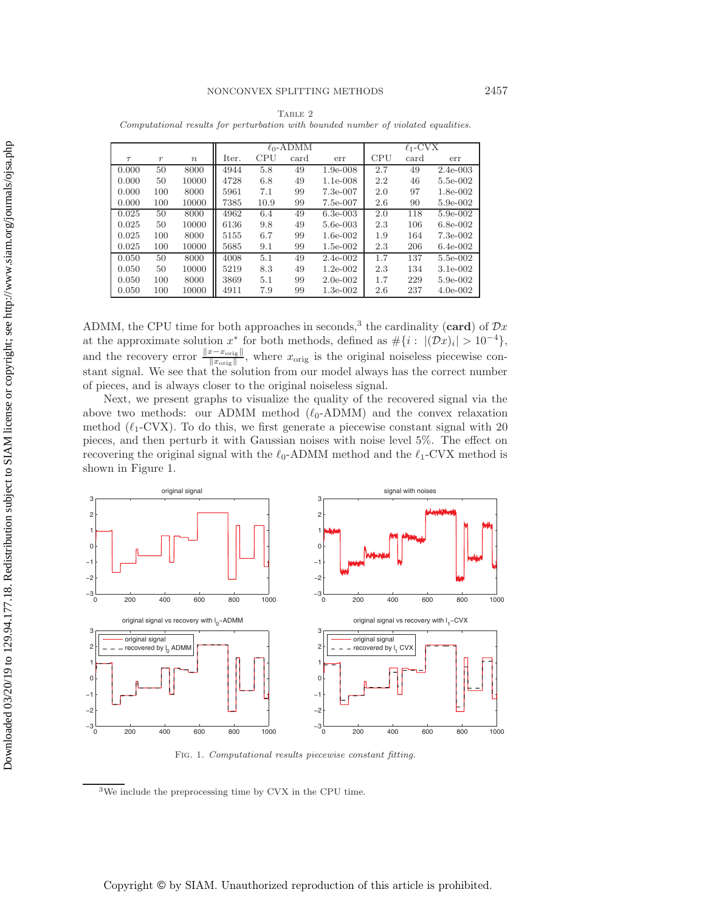Table 2
*Computational results for perturbation with bounded number of violated equalities.*

| $\tau$ | $r$ | $n$ | $\ell_0$-ADMM Iter. | CPU | card | err | $\ell_1$-CVX CPU | card | err |
|---|---|---|---|---|---|---|---|---|---|
| 0.000 | 50 | 8000 | 4944 | 5.8 | 49 | 1.9e-008 | 2.7 | 49 | 2.4e-003 |
| 0.000 | 50 | 10000 | 4728 | 6.8 | 49 | 1.1e-008 | 2.2 | 46 | 5.5e-002 |
| 0.000 | 100 | 8000 | 5961 | 7.1 | 99 | 7.3e-007 | 2.0 | 97 | 1.8e-002 |
| 0.000 | 100 | 10000 | 7385 | 10.9 | 99 | 7.5e-007 | 2.6 | 90 | 5.9e-002 |
| 0.025 | 50 | 8000 | 4962 | 6.4 | 49 | 6.3e-003 | 2.0 | 118 | 5.9e-002 |
| 0.025 | 50 | 10000 | 6136 | 9.8 | 49 | 5.6e-003 | 2.3 | 106 | 6.8e-002 |
| 0.025 | 100 | 8000 | 5155 | 6.7 | 99 | 1.6e-002 | 1.9 | 164 | 7.3e-002 |
| 0.025 | 100 | 10000 | 5685 | 9.1 | 99 | 1.5e-002 | 2.3 | 206 | 6.4e-002 |
| 0.050 | 50 | 8000 | 4008 | 5.1 | 49 | 2.4e-002 | 1.7 | 137 | 5.5e-002 |
| 0.050 | 50 | 10000 | 5219 | 8.3 | 49 | 1.2e-002 | 2.3 | 134 | 3.1e-002 |
| 0.050 | 100 | 8000 | 3869 | 5.1 | 99 | 2.0e-002 | 1.7 | 229 | 5.9e-002 |
| 0.050 | 100 | 10000 | 4911 | 7.9 | 99 | 1.3e-002 | 2.6 | 237 | 4.0e-002 |

ADMM, the CPU time for both approaches in seconds,[3] the cardinality (**card**) of $\mathcal{D}x$ at the approximate solution $x^*$ for both methods, defined as $\#\{i : |(\mathcal{D}x)_i| > 10^{-4}\}$, and the recovery error $\frac{\|x - x_{\text{orig}}\|}{\|x_{\text{orig}}\|}$, where $x_{\text{orig}}$ is the original noiseless piecewise constant signal. We see that the solution from our model always has the correct number of pieces, and is always closer to the original noiseless signal.

Next, we present graphs to visualize the quality of the recovered signal via the above two methods: our ADMM method ($\ell_0$-ADMM) and the convex relaxation method ($\ell_1$-CVX). To do this, we first generate a piecewise constant signal with 20 pieces, and then perturb it with Gaussian noises with noise level 5%. The effect on recovering the original signal with the $\ell_0$-ADMM method and the $\ell_1$-CVX method is shown in Figure 1.

Fig. 1. *Computational results piecewise constant fitting.*

[3]We include the preprocessing time by CVX in the CPU time.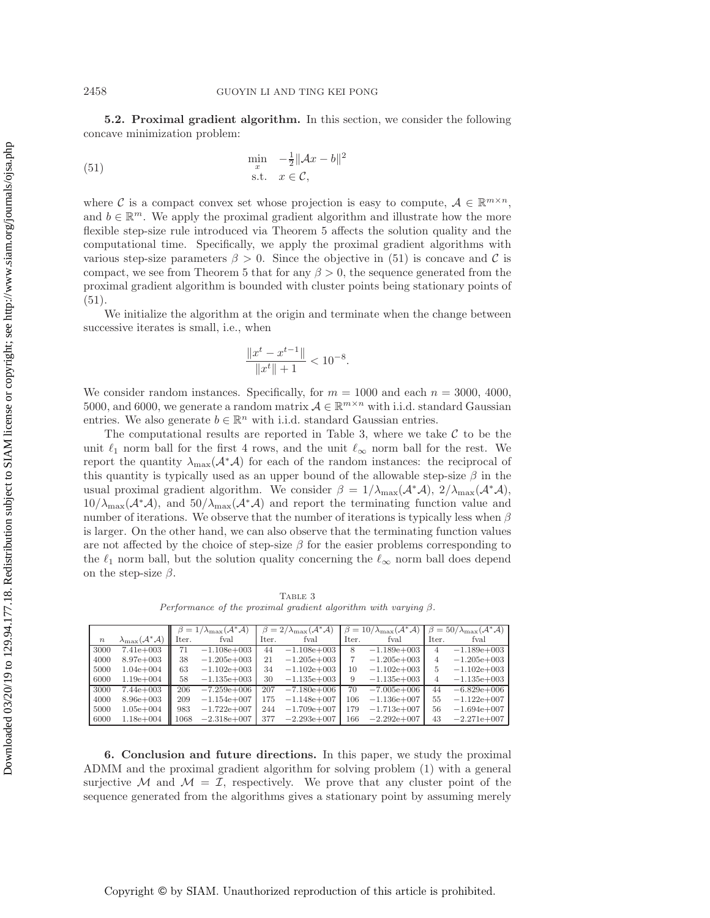**5.2. Proximal gradient algorithm.** In this section, we consider the following concave minimization problem:

$$
\begin{array}{ll} \min\limits_{x} & -\frac{1}{2}\|\mathcal{A}x - b\|^2 \\ \text{s.t.} & x \in \mathcal{C}, \end{array} \tag{51}
$$

where $\mathcal{C}$ is a compact convex set whose projection is easy to compute, $\mathcal{A} \in \mathbb{R}^{m\times n}$, and $b \in \mathbb{R}^m$. We apply the proximal gradient algorithm and illustrate how the more flexible step-size rule introduced via Theorem 5 affects the solution quality and the computational time. Specifically, we apply the proximal gradient algorithms with various step-size parameters $\beta > 0$. Since the objective in (51) is concave and $\mathcal{C}$ is compact, we see from Theorem 5 that for any $\beta > 0$, the sequence generated from the proximal gradient algorithm is bounded with cluster points being stationary points of (51).

We initialize the algorithm at the origin and terminate when the change between successive iterates is small, i.e., when

$$
\frac{\|x^t - x^{t-1}\|}{\|x^t\| + 1} < 10^{-8}.
$$

We consider random instances. Specifically, for $m = 1000$ and each $n = 3000$, 4000, 5000, and 6000, we generate a random matrix $\mathcal{A} \in \mathbb{R}^{m\times n}$ with i.i.d. standard Gaussian entries. We also generate $b \in \mathbb{R}^n$ with i.i.d. standard Gaussian entries.

The computational results are reported in Table 3, where we take $\mathcal{C}$ to be the unit $\ell_1$ norm ball for the first 4 rows, and the unit $\ell_\infty$ norm ball for the rest. We report the quantity $\lambda_{\max}(\mathcal{A}^*\mathcal{A})$ for each of the random instances: the reciprocal of this quantity is typically used as an upper bound of the allowable step-size $\beta$ in the usual proximal gradient algorithm. We consider $\beta = 1/\lambda_{\max}(\mathcal{A}^*\mathcal{A})$, $2/\lambda_{\max}(\mathcal{A}^*\mathcal{A})$, $10/\lambda_{\max}(\mathcal{A}^*\mathcal{A})$, and $50/\lambda_{\max}(\mathcal{A}^*\mathcal{A})$ and report the terminating function value and number of iterations. We observe that the number of iterations is typically less when $\beta$ is larger. On the other hand, we can also observe that the terminating function values are not affected by the choice of step-size $\beta$ for the easier problems corresponding to the $\ell_1$ norm ball, but the solution quality concerning the $\ell_\infty$ norm ball does depend on the step-size $\beta$.

Table 3
*Performance of the proximal gradient algorithm with varying $\beta$.*

| | | $\beta = 1/\lambda_{\max}(\mathcal{A}^*\mathcal{A})$ | | $\beta = 2/\lambda_{\max}(\mathcal{A}^*\mathcal{A})$ | | $\beta = 10/\lambda_{\max}(\mathcal{A}^*\mathcal{A})$ | | $\beta = 50/\lambda_{\max}(\mathcal{A}^*\mathcal{A})$ | |
|---|---|---|---|---|---|---|---|---|---|
| $n$ | $\lambda_{\max}(\mathcal{A}^*\mathcal{A})$ | Iter. | fval | Iter. | fval | Iter. | fval | Iter. | fval |
| 3000 | 7.41e+003 | 71 | −1.108e+003 | 44 | −1.108e+003 | 8 | −1.189e+003 | 4 | −1.189e+003 |
| 4000 | 8.97e+003 | 38 | −1.205e+003 | 21 | −1.205e+003 | 7 | −1.205e+003 | 4 | −1.205e+003 |
| 5000 | 1.04e+004 | 63 | −1.102e+003 | 34 | −1.102e+003 | 10 | −1.102e+003 | 5 | −1.102e+003 |
| 6000 | 1.19e+004 | 58 | −1.135e+003 | 30 | −1.135e+003 | 9 | −1.135e+003 | 4 | −1.135e+003 |
| 3000 | 7.44e+003 | 206 | −7.259e+006 | 207 | −7.180e+006 | 70 | −7.005e+006 | 44 | −6.829e+006 |
| 4000 | 8.96e+003 | 209 | −1.154e+007 | 175 | −1.148e+007 | 106 | −1.136e+007 | 55 | −1.122e+007 |
| 5000 | 1.05e+004 | 983 | −1.722e+007 | 244 | −1.709e+007 | 179 | −1.713e+007 | 56 | −1.694e+007 |
| 6000 | 1.18e+004 | 1068 | −2.318e+007 | 377 | −2.293e+007 | 166 | −2.292e+007 | 43 | −2.271e+007 |

**6. Conclusion and future directions.** In this paper, we study the proximal ADMM and the proximal gradient algorithm for solving problem (1) with a general surjective $\mathcal{M}$ and $\mathcal{M} = \mathcal{I}$, respectively. We prove that any cluster point of the sequence generated from the algorithms gives a stationary point by assuming merely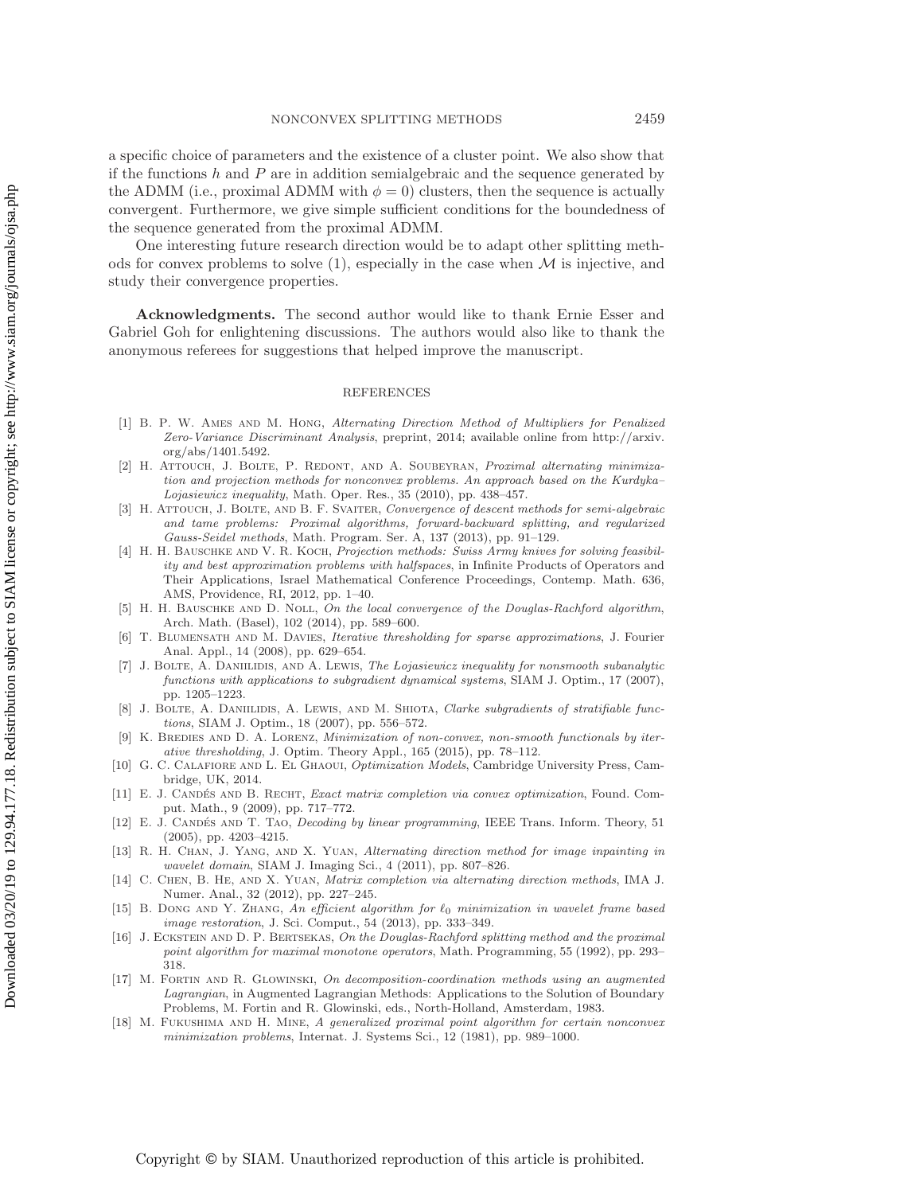a specific choice of parameters and the existence of a cluster point. We also show that if the functions $h$ and $P$ are in addition semialgebraic and the sequence generated by the ADMM (i.e., proximal ADMM with $\phi = 0$) clusters, then the sequence is actually convergent. Furthermore, we give simple sufficient conditions for the boundedness of the sequence generated from the proximal ADMM.

One interesting future research direction would be to adapt other splitting methods for convex problems to solve (1), especially in the case when $\mathcal{M}$ is injective, and study their convergence properties.

**Acknowledgments.** The second author would like to thank Ernie Esser and Gabriel Goh for enlightening discussions. The authors would also like to thank the anonymous referees for suggestions that helped improve the manuscript.

## REFERENCES

[1] B. P. W. Ames and M. Hong, *Alternating Direction Method of Multipliers for Penalized Zero-Variance Discriminant Analysis*, preprint, 2014; available online from http://arxiv.org/abs/1401.5492.

[2] H. Attouch, J. Bolte, P. Redont, and A. Soubeyran, *Proximal alternating minimization and projection methods for nonconvex problems. An approach based on the Kurdyka–Lojasiewicz inequality*, Math. Oper. Res., 35 (2010), pp. 438–457.

[3] H. Attouch, J. Bolte, and B. F. Svaiter, *Convergence of descent methods for semi-algebraic and tame problems: Proximal algorithms, forward-backward splitting, and regularized Gauss-Seidel methods*, Math. Program. Ser. A, 137 (2013), pp. 91–129.

[4] H. H. Bauschke and V. R. Koch, *Projection methods: Swiss Army knives for solving feasibility and best approximation problems with halfspaces*, in Infinite Products of Operators and Their Applications, Israel Mathematical Conference Proceedings, Contemp. Math. 636, AMS, Providence, RI, 2012, pp. 1–40.

[5] H. H. Bauschke and D. Noll, *On the local convergence of the Douglas-Rachford algorithm*, Arch. Math. (Basel), 102 (2014), pp. 589–600.

[6] T. Blumensath and M. Davies, *Iterative thresholding for sparse approximations*, J. Fourier Anal. Appl., 14 (2008), pp. 629–654.

[7] J. Bolte, A. Daniilidis, and A. Lewis, *The Łojasiewicz inequality for nonsmooth subanalytic functions with applications to subgradient dynamical systems*, SIAM J. Optim., 17 (2007), pp. 1205–1223.

[8] J. Bolte, A. Daniilidis, A. Lewis, and M. Shiota, *Clarke subgradients of stratifiable functions*, SIAM J. Optim., 18 (2007), pp. 556–572.

[9] K. Bredies and D. A. Lorenz, *Minimization of non-convex, non-smooth functionals by iterative thresholding*, J. Optim. Theory Appl., 165 (2015), pp. 78–112.

[10] G. C. Calafiore and L. El Ghaoui, *Optimization Models*, Cambridge University Press, Cambridge, UK, 2014.

[11] E. J. Candés and B. Recht, *Exact matrix completion via convex optimization*, Found. Comput. Math., 9 (2009), pp. 717–772.

[12] E. J. Candés and T. Tao, *Decoding by linear programming*, IEEE Trans. Inform. Theory, 51 (2005), pp. 4203–4215.

[13] R. H. Chan, J. Yang, and X. Yuan, *Alternating direction method for image inpainting in wavelet domain*, SIAM J. Imaging Sci., 4 (2011), pp. 807–826.

[14] C. Chen, B. He, and X. Yuan, *Matrix completion via alternating direction methods*, IMA J. Numer. Anal., 32 (2012), pp. 227–245.

[15] B. Dong and Y. Zhang, *An efficient algorithm for $\ell_0$ minimization in wavelet frame based image restoration*, J. Sci. Comput., 54 (2013), pp. 333–349.

[16] J. Eckstein and D. P. Bertsekas, *On the Douglas-Rachford splitting method and the proximal point algorithm for maximal monotone operators*, Math. Programming, 55 (1992), pp. 293–318.

[17] M. Fortin and R. Glowinski, *On decomposition-coordination methods using an augmented Lagrangian*, in Augmented Lagrangian Methods: Applications to the Solution of Boundary Problems, M. Fortin and R. Glowinski, eds., North-Holland, Amsterdam, 1983.

[18] M. Fukushima and H. Mine, *A generalized proximal point algorithm for certain nonconvex minimization problems*, Internat. J. Systems Sci., 12 (1981), pp. 989–1000.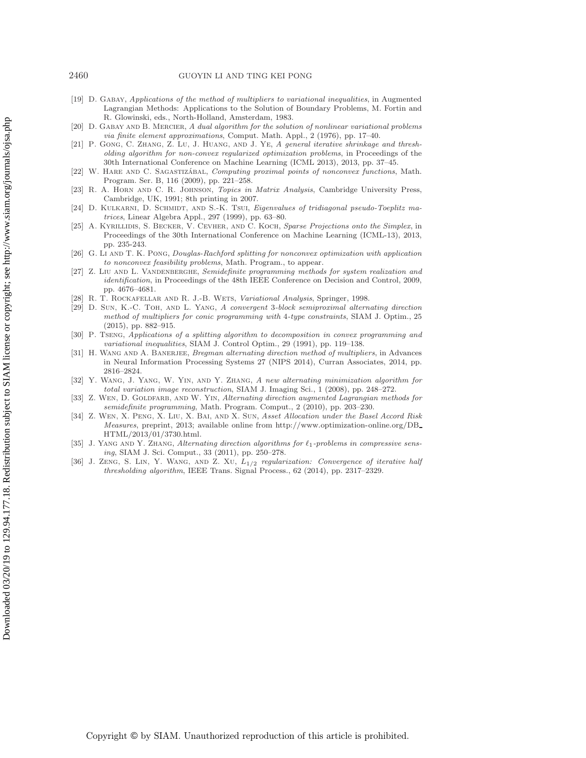[19] D. Gabay, *Applications of the method of multipliers to variational inequalities*, in Augmented Lagrangian Methods: Applications to the Solution of Boundary Problems, M. Fortin and R. Glowinski, eds., North-Holland, Amsterdam, 1983.

[20] D. Gabay and B. Mercier, *A dual algorithm for the solution of nonlinear variational problems via finite element approximations*, Comput. Math. Appl., 2 (1976), pp. 17–40.

[21] P. Gong, C. Zhang, Z. Lu, J. Huang, and J. Ye, *A general iterative shrinkage and thresholding algorithm for non-convex regularized optimization problems*, in Proceedings of the 30th International Conference on Machine Learning (ICML 2013), 2013, pp. 37–45.

[22] W. Hare and C. Sagastizábal, *Computing proximal points of nonconvex functions*, Math. Program. Ser. B, 116 (2009), pp. 221–258.

[23] R. A. Horn and C. R. Johnson, *Topics in Matrix Analysis*, Cambridge University Press, Cambridge, UK, 1991; 8th printing in 2007.

[24] D. Kulkarni, D. Schmidt, and S.-K. Tsui, *Eigenvalues of tridiagonal pseudo-Toeplitz matrices*, Linear Algebra Appl., 297 (1999), pp. 63–80.

[25] A. Kyrillidis, S. Becker, V. Cevher, and C. Koch, *Sparse Projections onto the Simplex*, in Proceedings of the 30th International Conference on Machine Learning (ICML-13), 2013, pp. 235-243.

[26] G. Li and T. K. Pong, *Douglas-Rachford splitting for nonconvex optimization with application to nonconvex feasibility problems*, Math. Program., to appear.

[27] Z. Liu and L. Vandenberghe, *Semidefinite programming methods for system realization and identification*, in Proceedings of the 48th IEEE Conference on Decision and Control, 2009, pp. 4676–4681.

[28] R. T. Rockafellar and R. J.-B. Wets, *Variational Analysis*, Springer, 1998.

[29] D. Sun, K.-C. Toh, and L. Yang, *A convergent 3-block semiproximal alternating direction method of multipliers for conic programming with 4-type constraints*, SIAM J. Optim., 25 (2015), pp. 882–915.

[30] P. Tseng, *Applications of a splitting algorithm to decomposition in convex programming and variational inequalities*, SIAM J. Control Optim., 29 (1991), pp. 119–138.

[31] H. Wang and A. Banerjee, *Bregman alternating direction method of multipliers*, in Advances in Neural Information Processing Systems 27 (NIPS 2014), Curran Associates, 2014, pp. 2816–2824.

[32] Y. Wang, J. Yang, W. Yin, and Y. Zhang, *A new alternating minimization algorithm for total variation image reconstruction*, SIAM J. Imaging Sci., 1 (2008), pp. 248–272.

[33] Z. Wen, D. Goldfarb, and W. Yin, *Alternating direction augmented Lagrangian methods for semidefinite programming*, Math. Program. Comput., 2 (2010), pp. 203–230.

[34] Z. Wen, X. Peng, X. Liu, X. Bai, and X. Sun, *Asset Allocation under the Basel Accord Risk Measures*, preprint, 2013; available online from http://www.optimization-online.org/DB_HTML/2013/01/3730.html.

[35] J. Yang and Y. Zhang, *Alternating direction algorithms for $\ell_1$-problems in compressive sensing*, SIAM J. Sci. Comput., 33 (2011), pp. 250–278.

[36] J. Zeng, S. Lin, Y. Wang, and Z. Xu, *$L_{1/2}$ regularization: Convergence of iterative half thresholding algorithm*, IEEE Trans. Signal Process., 62 (2014), pp. 2317–2329.